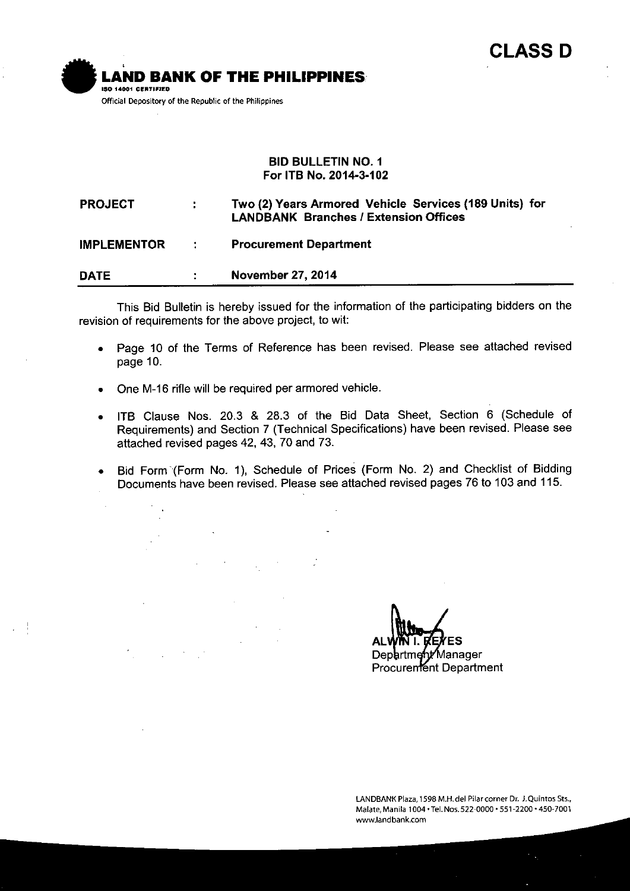**CLASS D**

**LAND BANK OF THE PHILIPPINES**
ISO 14001 CERTIFIED
Official Depository of the Republic of the Philippines

**BID BULLETIN NO. 1**
**For ITB No. 2014-3-102**

| | | |
|---|---|---|
| **PROJECT** | : | **Two (2) Years Armored Vehicle Services (189 Units) for LANDBANK Branches / Extension Offices** |
| **IMPLEMENTOR** | : | **Procurement Department** |
| **DATE** | : | **November 27, 2014** |

This Bid Bulletin is hereby issued for the information of the participating bidders on the revision of requirements for the above project, to wit:

- Page 10 of the Terms of Reference has been revised. Please see attached revised page 10.
- One M-16 rifle will be required per armored vehicle.
- ITB Clause Nos. 20.3 & 28.3 of the Bid Data Sheet, Section 6 (Schedule of Requirements) and Section 7 (Technical Specifications) have been revised. Please see attached revised pages 42, 43, 70 and 73.
- Bid Form (Form No. 1), Schedule of Prices (Form No. 2) and Checklist of Bidding Documents have been revised. Please see attached revised pages 76 to 103 and 115.

ALWIN I. REYES
Department Manager
Procurement Department

LANDBANK Plaza, 1598 M.H. del Pilar corner Dr. J. Quintos Sts., Malate, Manila 1004 • Tel. Nos. 522-0000 • 551-2200 • 450-7001
www.landbank.com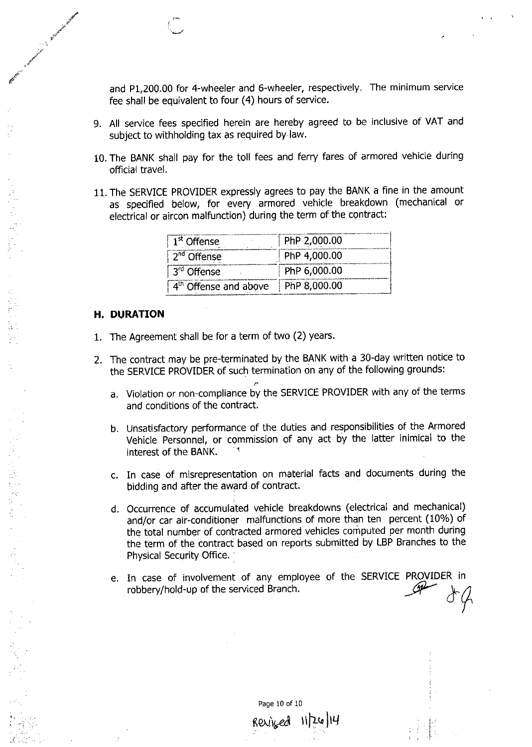and P1,200.00 for 4-wheeler and 6-wheeler, respectively. The minimum service fee shall be equivalent to four (4) hours of service.

9. All service fees specified herein are hereby agreed to be inclusive of VAT and subject to withholding tax as required by law.

10. The BANK shall pay for the toll fees and ferry fares of armored vehicle during official travel.

11. The SERVICE PROVIDER expressly agrees to pay the BANK a fine in the amount as specified below, for every armored vehicle breakdown (mechanical or electrical or aircon malfunction) during the term of the contract:

| | |
|---|---|
| 1st Offense | PhP 2,000.00 |
| 2nd Offense | PhP 4,000.00 |
| 3rd Offense | PhP 6,000.00 |
| 4th Offense and above | PhP 8,000.00 |

### H. DURATION

1. The Agreement shall be for a term of two (2) years.

2. The contract may be pre-terminated by the BANK with a 30-day written notice to the SERVICE PROVIDER of such termination on any of the following grounds:

   a. Violation or non-compliance by the SERVICE PROVIDER with any of the terms and conditions of the contract.

   b. Unsatisfactory performance of the duties and responsibilities of the Armored Vehicle Personnel, or commission of any act by the latter inimical to the interest of the BANK.

   c. In case of misrepresentation on material facts and documents during the bidding and after the award of contract.

   d. Occurrence of accumulated vehicle breakdowns (electrical and mechanical) and/or car air-conditioner malfunctions of more than ten percent (10%) of the total number of contracted armored vehicles computed per month during the term of the contract based on reports submitted by LBP Branches to the Physical Security Office.

   e. In case of involvement of any employee of the SERVICE PROVIDER in robbery/hold-up of the serviced Branch.

Revised 11/26/14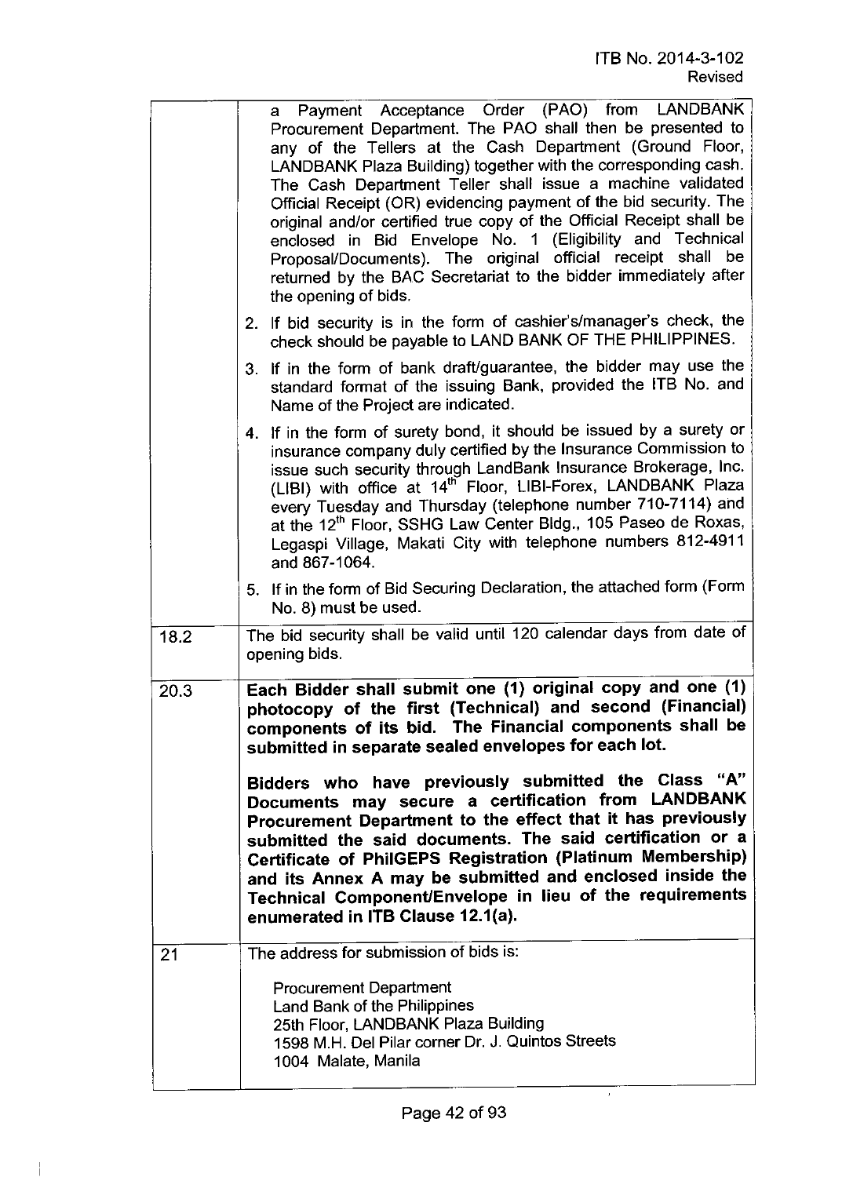| | |
|---|---|
| | a Payment Acceptance Order (PAO) from LANDBANK Procurement Department. The PAO shall then be presented to any of the Tellers at the Cash Department (Ground Floor, LANDBANK Plaza Building) together with the corresponding cash. The Cash Department Teller shall issue a machine validated Official Receipt (OR) evidencing payment of the bid security. The original and/or certified true copy of the Official Receipt shall be enclosed in Bid Envelope No. 1 (Eligibility and Technical Proposal/Documents). The original official receipt shall be returned by the BAC Secretariat to the bidder immediately after the opening of bids.<br><br>2. If bid security is in the form of cashier's/manager's check, the check should be payable to LAND BANK OF THE PHILIPPINES.<br><br>3. If in the form of bank draft/guarantee, the bidder may use the standard format of the issuing Bank, provided the ITB No. and Name of the Project are indicated.<br><br>4. If in the form of surety bond, it should be issued by a surety or insurance company duly certified by the Insurance Commission to issue such security through LandBank Insurance Brokerage, Inc. (LIBI) with office at 14th Floor, LIBI-Forex, LANDBANK Plaza every Tuesday and Thursday (telephone number 710-7114) and at the 12th Floor, SSHG Law Center Bldg., 105 Paseo de Roxas, Legaspi Village, Makati City with telephone numbers 812-4911 and 867-1064.<br><br>5. If in the form of Bid Securing Declaration, the attached form (Form No. 8) must be used. |
| 18.2 | The bid security shall be valid until 120 calendar days from date of opening bids. |
| 20.3 | **Each Bidder shall submit one (1) original copy and one (1) photocopy of the first (Technical) and second (Financial) components of its bid. The Financial components shall be submitted in separate sealed envelopes for each lot.**<br><br>**Bidders who have previously submitted the Class "A" Documents may secure a certification from LANDBANK Procurement Department to the effect that it has previously submitted the said documents. The said certification or a Certificate of PhilGEPS Registration (Platinum Membership) and its Annex A may be submitted and enclosed inside the Technical Component/Envelope in lieu of the requirements enumerated in ITB Clause 12.1(a).** |
| 21 | The address for submission of bids is:<br><br>Procurement Department<br>Land Bank of the Philippines<br>25th Floor, LANDBANK Plaza Building<br>1598 M.H. Del Pilar corner Dr. J. Quintos Streets<br>1004 Malate, Manila |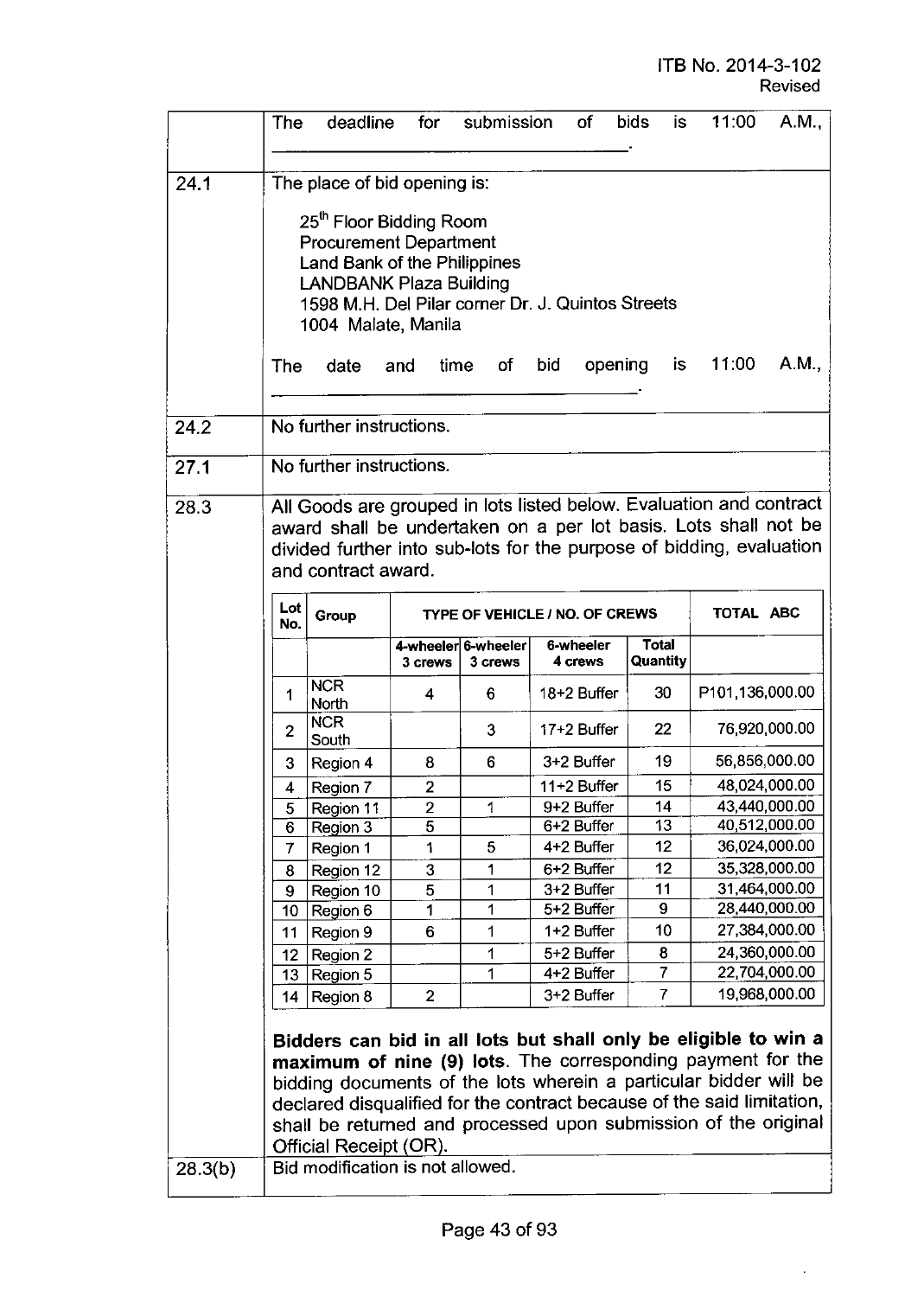| | |
|---|---|
| | The deadline for submission of bids is 11:00 A.M., \_\_\_\_\_\_\_\_\_\_\_\_\_\_\_\_\_\_\_\_\_\_\_\_\_\_\_\_\_\_\_\_\_\_\_\_\_\_. |
| 24.1 | The place of bid opening is:<br><br>25th Floor Bidding Room<br>Procurement Department<br>Land Bank of the Philippines<br>LANDBANK Plaza Building<br>1598 M.H. Del Pilar corner Dr. J. Quintos Streets<br>1004 Malate, Manila<br><br>The date and time of bid opening is 11:00 A.M., \_\_\_\_\_\_\_\_\_\_\_\_\_\_\_\_\_\_\_\_\_\_\_\_\_\_\_\_\_\_\_\_\_\_\_\_\_\_. |
| 24.2 | No further instructions. |
| 27.1 | No further instructions. |
| 28.3 | All Goods are grouped in lots listed below. Evaluation and contract award shall be undertaken on a per lot basis. Lots shall not be divided further into sub-lots for the purpose of bidding, evaluation and contract award. |

| Lot No. | Group | TYPE OF VEHICLE / NO. OF CREWS | | | | TOTAL ABC |
|---|---|---|---|---|---|---|
| | | 4-wheeler 3 crews | 6-wheeler 3 crews | 6-wheeler 4 crews | Total Quantity | |
| 1 | NCR North | 4 | 6 | 18+2 Buffer | 30 | P101,136,000.00 |
| 2 | NCR South | | 3 | 17+2 Buffer | 22 | 76,920,000.00 |
| 3 | Region 4 | 8 | 6 | 3+2 Buffer | 19 | 56,856,000.00 |
| 4 | Region 7 | 2 | | 11+2 Buffer | 15 | 48,024,000.00 |
| 5 | Region 11 | 2 | 1 | 9+2 Buffer | 14 | 43,440,000.00 |
| 6 | Region 3 | 5 | | 6+2 Buffer | 13 | 40,512,000.00 |
| 7 | Region 1 | 1 | 5 | 4+2 Buffer | 12 | 36,024,000.00 |
| 8 | Region 12 | 3 | 1 | 6+2 Buffer | 12 | 35,328,000.00 |
| 9 | Region 10 | 5 | 1 | 3+2 Buffer | 11 | 31,464,000.00 |
| 10 | Region 6 | 1 | 1 | 5+2 Buffer | 9 | 28,440,000.00 |
| 11 | Region 9 | 6 | 1 | 1+2 Buffer | 10 | 27,384,000.00 |
| 12 | Region 2 | | 1 | 5+2 Buffer | 8 | 24,360,000.00 |
| 13 | Region 5 | | 1 | 4+2 Buffer | 7 | 22,704,000.00 |
| 14 | Region 8 | 2 | | 3+2 Buffer | 7 | 19,968,000.00 |

**Bidders can bid in all lots but shall only be eligible to win a maximum of nine (9) lots**. The corresponding payment for the bidding documents of the lots wherein a particular bidder will be declared disqualified for the contract because of the said limitation, shall be returned and processed upon submission of the original Official Receipt (OR).

| | |
|---|---|
| 28.3(b) | Bid modification is not allowed. |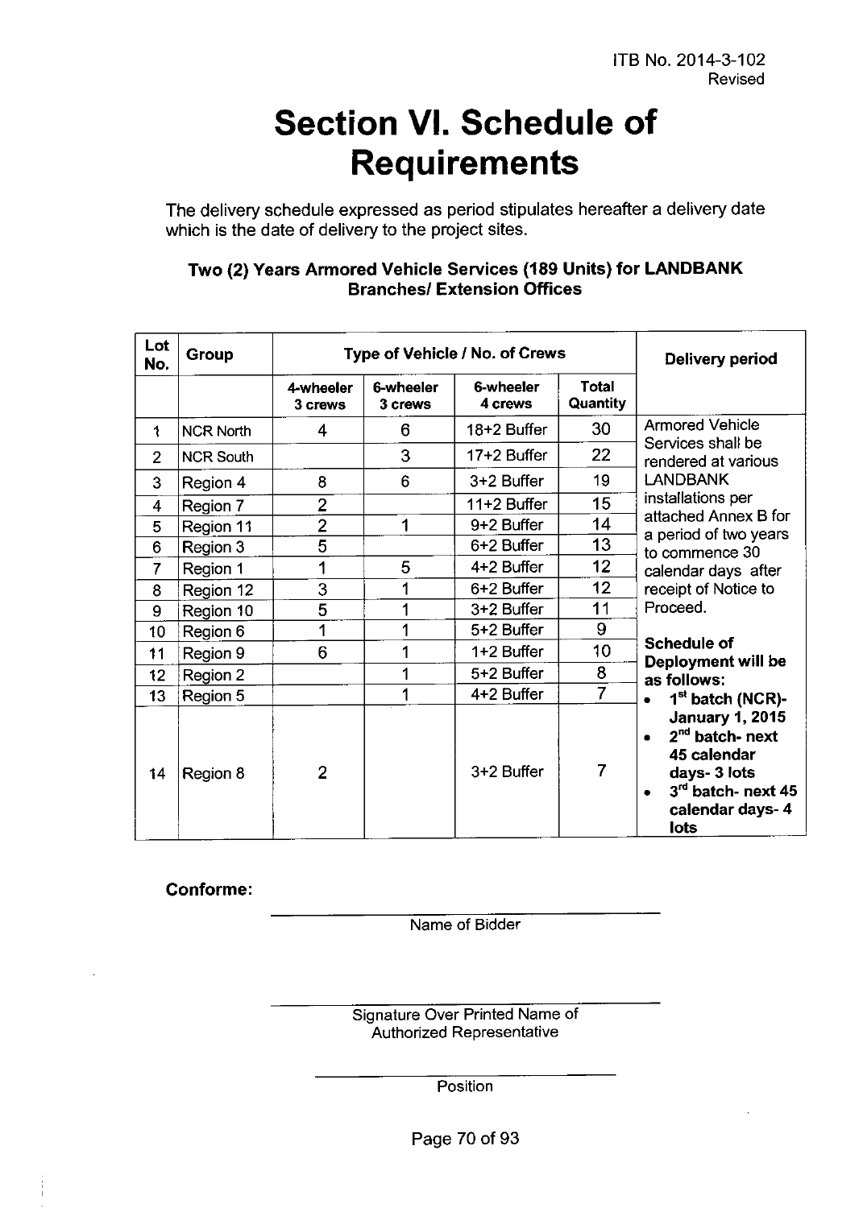ITB No. 2014-3-102
Revised

# Section VI. Schedule of Requirements

The delivery schedule expressed as period stipulates hereafter a delivery date which is the date of delivery to the project sites.

### Two (2) Years Armored Vehicle Services (189 Units) for LANDBANK Branches/ Extension Offices

| Lot No. | Group | Type of Vehicle / No. of Crews | | | | Delivery period |
|---|---|---|---|---|---|---|
| | | 4-wheeler 3 crews | 6-wheeler 3 crews | 6-wheeler 4 crews | Total Quantity | |
| 1 | NCR North | 4 | 6 | 18+2 Buffer | 30 | Armored Vehicle Services shall be rendered at various LANDBANK installations per attached Annex B for a period of two years to commence 30 calendar days after receipt of Notice to Proceed. |
| 2 | NCR South | | 3 | 17+2 Buffer | 22 | |
| 3 | Region 4 | 8 | 6 | 3+2 Buffer | 19 | |
| 4 | Region 7 | 2 | | 11+2 Buffer | 15 | |
| 5 | Region 11 | 2 | 1 | 9+2 Buffer | 14 | |
| 6 | Region 3 | 5 | | 6+2 Buffer | 13 | |
| 7 | Region 1 | 1 | 5 | 4+2 Buffer | 12 | |
| 8 | Region 12 | 3 | 1 | 6+2 Buffer | 12 | |
| 9 | Region 10 | 5 | 1 | 3+2 Buffer | 11 | |
| 10 | Region 6 | 1 | 1 | 5+2 Buffer | 9 | **Schedule of Deployment will be as follows:** |
| 11 | Region 9 | 6 | 1 | 1+2 Buffer | 10 | |
| 12 | Region 2 | | 1 | 5+2 Buffer | 8 | |
| 13 | Region 5 | | 1 | 4+2 Buffer | 7 | • **1st batch (NCR)- January 1, 2015** |
| 14 | Region 8 | 2 | | 3+2 Buffer | 7 | • **2nd batch- next 45 calendar days- 3 lots** • **3rd batch- next 45 calendar days- 4 lots** |

**Conforme:**

\_\_\_\_\_\_\_\_\_\_\_\_\_\_\_\_\_\_\_\_\_\_\_\_\_\_\_\_\_\_\_\_
Name of Bidder

\_\_\_\_\_\_\_\_\_\_\_\_\_\_\_\_\_\_\_\_\_\_\_\_\_\_\_\_\_\_\_\_
Signature Over Printed Name of Authorized Representative

\_\_\_\_\_\_\_\_\_\_\_\_\_\_\_\_\_\_\_\_\_\_\_\_\_\_\_\_\_\_\_\_
Position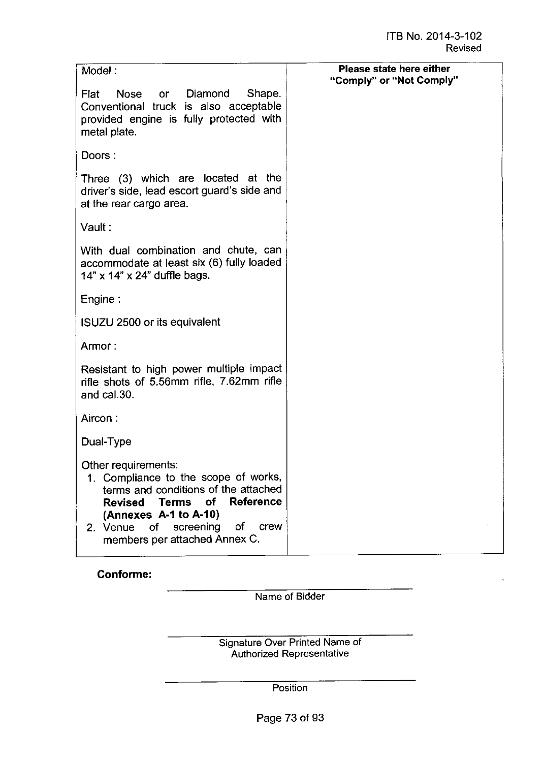ITB No. 2014-3-102
Revised

| Model: | **Please state here either "Comply" or "Not Comply"** |
|---|---|
| Flat Nose or Diamond Shape. Conventional truck is also acceptable provided engine is fully protected with metal plate. | |
| Doors: | |
| Three (3) which are located at the driver's side, lead escort guard's side and at the rear cargo area. | |
| Vault: | |
| With dual combination and chute, can accommodate at least six (6) fully loaded 14" x 14" x 24" duffle bags. | |
| Engine: | |
| ISUZU 2500 or its equivalent | |
| Armor: | |
| Resistant to high power multiple impact rifle shots of 5.56mm rifle, 7.62mm rifle and cal.30. | |
| Aircon: | |
| Dual-Type | |
| Other requirements: <br> 1. Compliance to the scope of works, terms and conditions of the attached **Revised Terms of Reference (Annexes A-1 to A-10)** <br> 2. Venue of screening of crew members per attached Annex C. | |

**Conforme:**

\_\_\_\_\_\_\_\_\_\_\_\_\_\_\_\_\_\_\_\_\_\_\_\_\_\_\_\_\_\_\_\_\_\_\_\_\_\_
Name of Bidder

\_\_\_\_\_\_\_\_\_\_\_\_\_\_\_\_\_\_\_\_\_\_\_\_\_\_\_\_\_\_\_\_\_\_\_\_\_\_
Signature Over Printed Name of Authorized Representative

\_\_\_\_\_\_\_\_\_\_\_\_\_\_\_\_\_\_\_\_\_\_\_\_\_\_\_\_\_\_\_\_\_\_\_\_\_\_
Position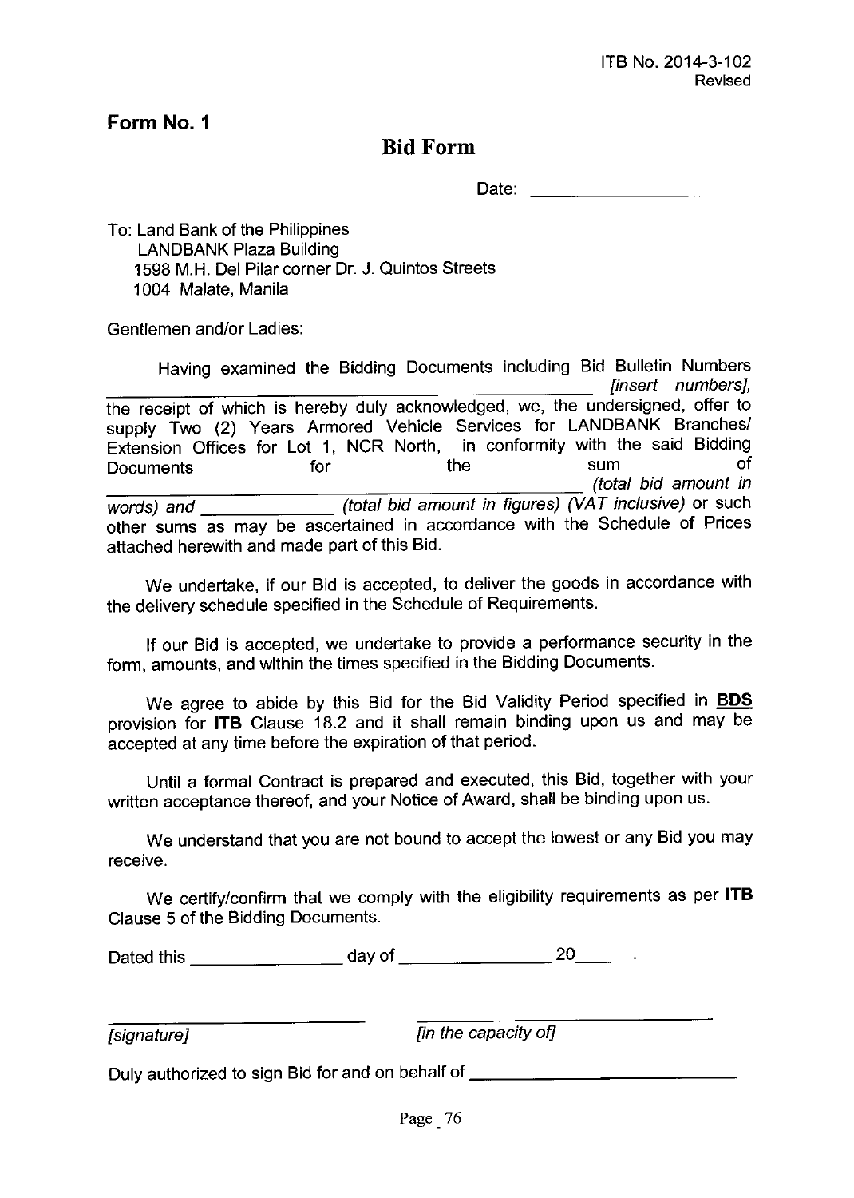ITB No. 2014-3-102
Revised

**Form No. 1**

# Bid Form

Date: ___________________

To: Land Bank of the Philippines
LANDBANK Plaza Building
1598 M.H. Del Pilar corner Dr. J. Quintos Streets
1004 Malate, Manila

Gentlemen and/or Ladies:

Having examined the Bidding Documents including Bid Bulletin Numbers ______________________________________ *[insert numbers]*, the receipt of which is hereby duly acknowledged, we, the undersigned, offer to supply Two (2) Years Armored Vehicle Services for LANDBANK Branches/ Extension Offices for Lot 1, NCR North, in conformity with the said Bidding Documents for the sum of ______________________________________ *(total bid amount in words) and* _____________ *(total bid amount in figures) (VAT inclusive)* or such other sums as may be ascertained in accordance with the Schedule of Prices attached herewith and made part of this Bid.

We undertake, if our Bid is accepted, to deliver the goods in accordance with the delivery schedule specified in the Schedule of Requirements.

If our Bid is accepted, we undertake to provide a performance security in the form, amounts, and within the times specified in the Bidding Documents.

We agree to abide by this Bid for the Bid Validity Period specified in **BDS** provision for **ITB** Clause 18.2 and it shall remain binding upon us and may be accepted at any time before the expiration of that period.

Until a formal Contract is prepared and executed, this Bid, together with your written acceptance thereof, and your Notice of Award, shall be binding upon us.

We understand that you are not bound to accept the lowest or any Bid you may receive.

We certify/confirm that we comply with the eligibility requirements as per **ITB** Clause 5 of the Bidding Documents.

Dated this _______________ day of _______________ 20______.

___________________________ ___________________________
*[signature]* *[in the capacity of]*

Duly authorized to sign Bid for and on behalf of ___________________________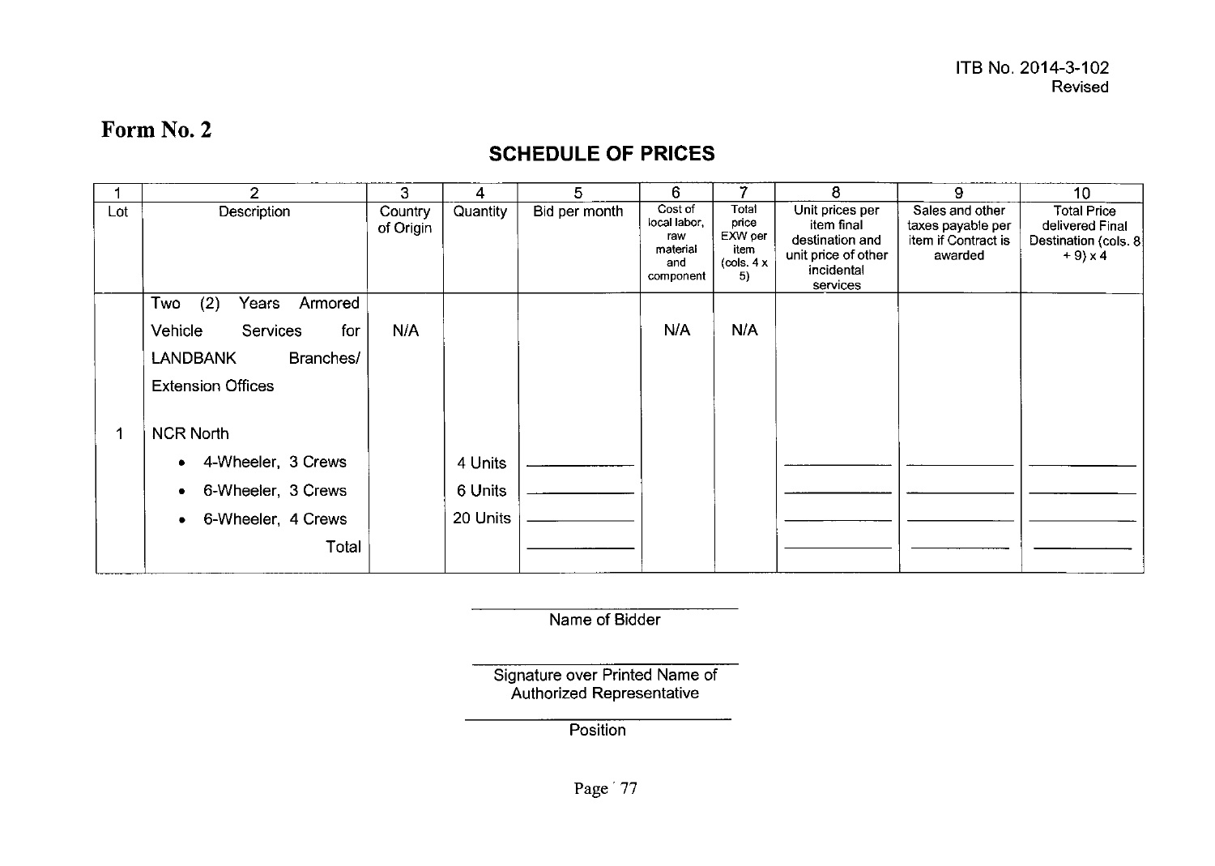ITB No. 2014-3-102
Revised

# Form No. 2

## SCHEDULE OF PRICES

| 1 | 2 | 3 | 4 | 5 | 6 | 7 | 8 | 9 | 10 |
|---|---|---|---|---|---|---|---|---|---|
| Lot | Description | Country of Origin | Quantity | Bid per month | Cost of local labor, raw material and component | Total price EXW per item (cols. 4 x 5) | Unit prices per item final destination and unit price of other incidental services | Sales and other taxes payable per item if Contract is awarded | Total Price delivered Final Destination (cols. 8 + 9) x 4 |
| 1 | Two (2) Years Armored Vehicle Services for LANDBANK Branches/ Extension Offices | N/A | | | N/A | N/A | | | |
| | NCR North | | | | | | | | |
| | • 4-Wheeler, 3 Crews | | 4 Units | ________ | | | ________ | ________ | ________ |
| | • 6-Wheeler, 3 Crews | | 6 Units | ________ | | | ________ | ________ | ________ |
| | • 6-Wheeler, 4 Crews | | 20 Units | ________ | | | ________ | ________ | ________ |
| | Total | | | ________ | | | ________ | ________ | ________ |

________________________
Name of Bidder

________________________
Signature over Printed Name of Authorized Representative

________________________
Position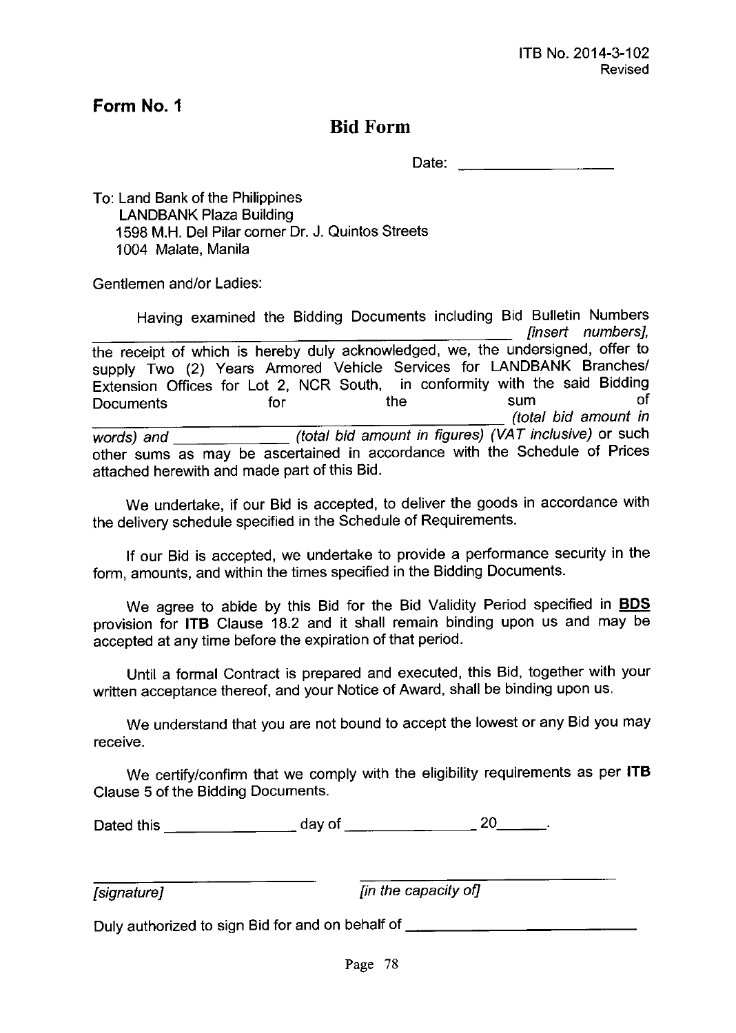ITB No. 2014-3-102
Revised

## Form No. 1

# Bid Form

Date: ____________________

To: Land Bank of the Philippines
LANDBANK Plaza Building
1598 M.H. Del Pilar corner Dr. J. Quintos Streets
1004 Malate, Manila

Gentlemen and/or Ladies:

Having examined the Bidding Documents including Bid Bulletin Numbers ____________________________________________ *[insert numbers]*, the receipt of which is hereby duly acknowledged, we, the undersigned, offer to supply Two (2) Years Armored Vehicle Services for LANDBANK Branches/ Extension Offices for Lot 2, NCR South, in conformity with the said Bidding Documents for the sum of ____________________________________________ *(total bid amount in words)* and ______________ *(total bid amount in figures) (VAT inclusive)* or such other sums as may be ascertained in accordance with the Schedule of Prices attached herewith and made part of this Bid.

We undertake, if our Bid is accepted, to deliver the goods in accordance with the delivery schedule specified in the Schedule of Requirements.

If our Bid is accepted, we undertake to provide a performance security in the form, amounts, and within the times specified in the Bidding Documents.

We agree to abide by this Bid for the Bid Validity Period specified in **BDS** provision for **ITB** Clause 18.2 and it shall remain binding upon us and may be accepted at any time before the expiration of that period.

Until a formal Contract is prepared and executed, this Bid, together with your written acceptance thereof, and your Notice of Award, shall be binding upon us.

We understand that you are not bound to accept the lowest or any Bid you may receive.

We certify/confirm that we comply with the eligibility requirements as per **ITB** Clause 5 of the Bidding Documents.

Dated this ________________ day of ________________ 20______.

____________________________ ____________________________
*[signature]* *[in the capacity of]*

Duly authorized to sign Bid for and on behalf of ____________________________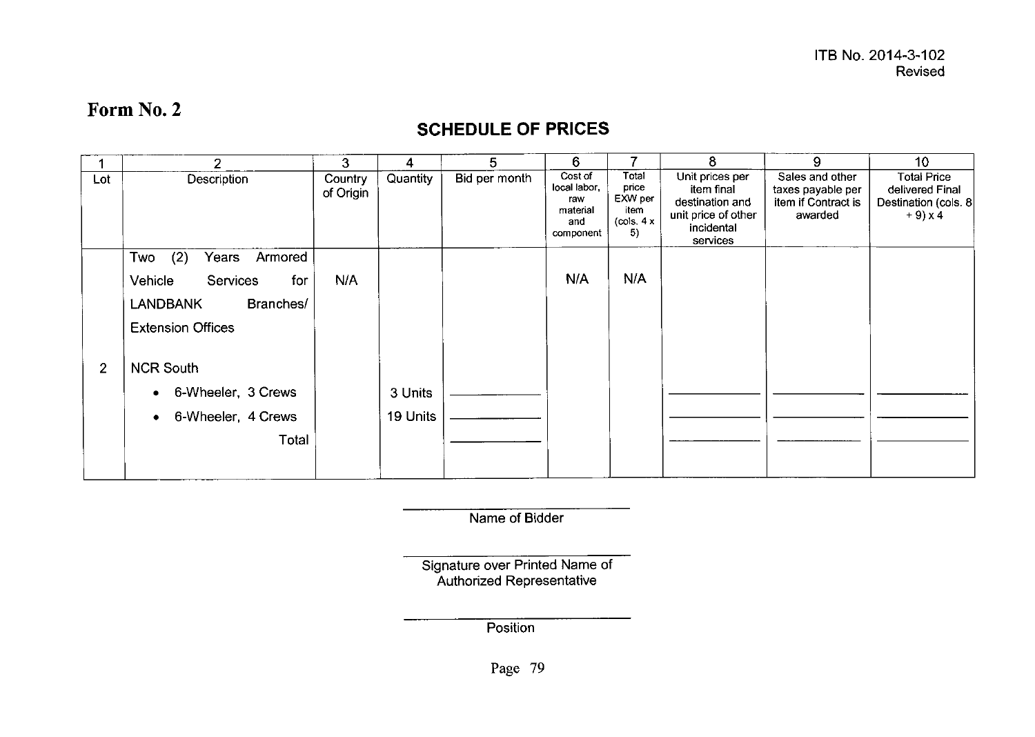ITB No. 2014-3-102
Revised

# Form No. 2

## SCHEDULE OF PRICES

| 1 | 2 | 3 | 4 | 5 | 6 | 7 | 8 | 9 | 10 |
|---|---|---|---|---|---|---|---|---|---|
| Lot | Description | Country of Origin | Quantity | Bid per month | Cost of local labor, raw material and component | Total price EXW per item (cols. 4 x 5) | Unit prices per item final destination and unit price of other incidental services | Sales and other taxes payable per item if Contract is awarded | Total Price delivered Final Destination (cols. 8 + 9) x 4 |
| | Two (2) Years Armored Vehicle Services for LANDBANK Branches/ Extension Offices | N/A | | | N/A | N/A | | | |
| 2 | NCR South | | | | | | | | |
| | • 6-Wheeler, 3 Crews | | 3 Units | ________ | | | ________ | ________ | ________ |
| | • 6-Wheeler, 4 Crews | | 19 Units | ________ | | | ________ | ________ | ________ |
| | Total | | | ________ | | | ________ | ________ | ________ |

______________________
Name of Bidder

______________________
Signature over Printed Name of Authorized Representative

______________________
Position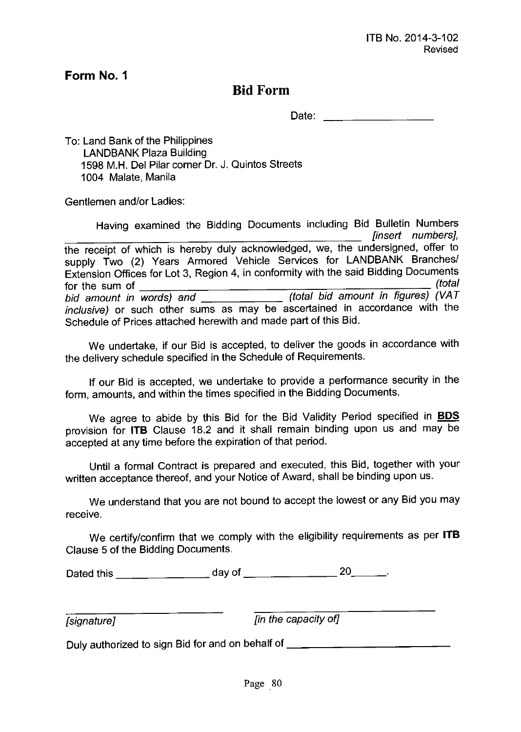ITB No. 2014-3-102
Revised

**Form No. 1**

## Bid Form

Date: ___________________

To: Land Bank of the Philippines
LANDBANK Plaza Building
1598 M.H. Del Pilar corner Dr. J. Quintos Streets
1004 Malate, Manila

Gentlemen and/or Ladies:

Having examined the Bidding Documents including Bid Bulletin Numbers _______________________________________________ *[insert numbers]*, the receipt of which is hereby duly acknowledged, we, the undersigned, offer to supply Two (2) Years Armored Vehicle Services for LANDBANK Branches/ Extension Offices for Lot 3, Region 4, in conformity with the said Bidding Documents for the sum of _______________________________________________ *(total bid amount in words)* and _____________ *(total bid amount in figures) (VAT inclusive)* or such other sums as may be ascertained in accordance with the Schedule of Prices attached herewith and made part of this Bid.

We undertake, if our Bid is accepted, to deliver the goods in accordance with the delivery schedule specified in the Schedule of Requirements.

If our Bid is accepted, we undertake to provide a performance security in the form, amounts, and within the times specified in the Bidding Documents.

We agree to abide by this Bid for the Bid Validity Period specified in **BDS** provision for **ITB** Clause 18.2 and it shall remain binding upon us and may be accepted at any time before the expiration of that period.

Until a formal Contract is prepared and executed, this Bid, together with your written acceptance thereof, and your Notice of Award, shall be binding upon us.

We understand that you are not bound to accept the lowest or any Bid you may receive.

We certify/confirm that we comply with the eligibility requirements as per **ITB** Clause 5 of the Bidding Documents.

Dated this _______________ day of _______________ 20______.

_____________________________          _____________________________
*[signature]*                                              *[in the capacity of]*

Duly authorized to sign Bid for and on behalf of ___________________________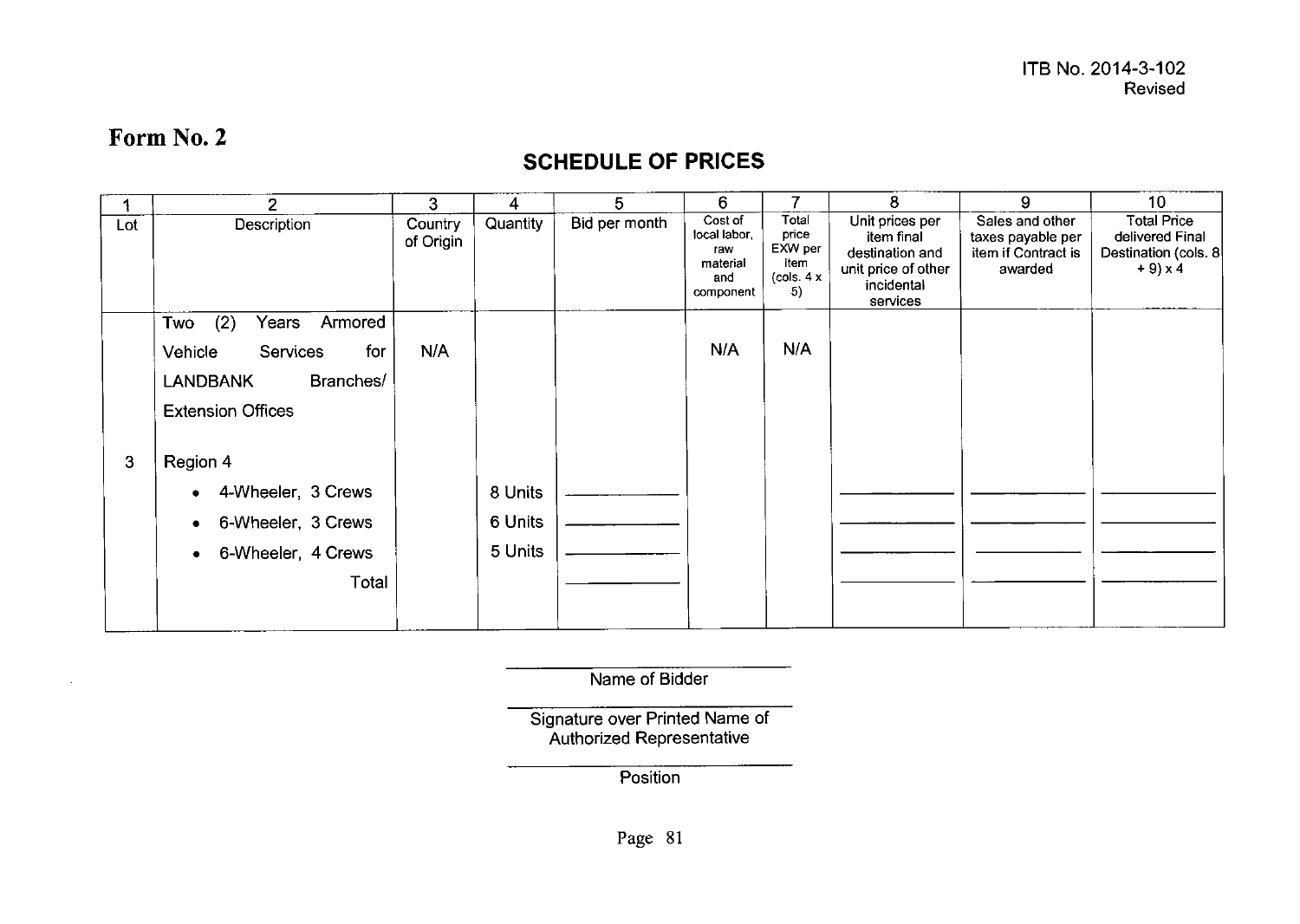ITB No. 2014-3-102
Revised

# Form No. 2

## SCHEDULE OF PRICES

| 1 | 2 | 3 | 4 | 5 | 6 | 7 | 8 | 9 | 10 |
|---|---|---|---|---|---|---|---|---|---|
| Lot | Description | Country of Origin | Quantity | Bid per month | Cost of local labor, raw material and component | Total price EXW per item (cols. 4 x 5) | Unit prices per item final destination and unit price of other incidental services | Sales and other taxes payable per item if Contract is awarded | Total Price delivered Final Destination (cols. 8 + 9) x 4 |
| | Two (2) Years Armored Vehicle Services for LANDBANK Branches/ Extension Offices | N/A | | | N/A | N/A | | | |
| 3 | Region 4 | | | | | | | | |
| | • 4-Wheeler, 3 Crews | | 8 Units | ________ | | | ________ | ________ | ________ |
| | • 6-Wheeler, 3 Crews | | 6 Units | ________ | | | ________ | ________ | ________ |
| | • 6-Wheeler, 4 Crews | | 5 Units | ________ | | | ________ | ________ | ________ |
| | Total | | | ________ | | | ________ | ________ | ________ |

______________________
Name of Bidder

______________________
Signature over Printed Name of Authorized Representative

______________________
Position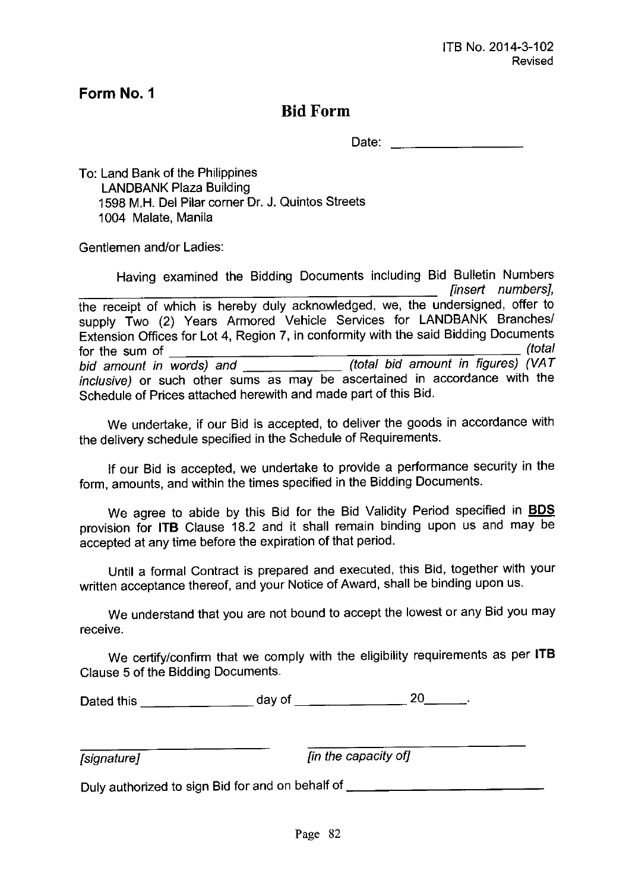ITB No. 2014-3-102
Revised

**Form No. 1**

# Bid Form

Date: ___________________

To: Land Bank of the Philippines
LANDBANK Plaza Building
1598 M.H. Del Pilar corner Dr. J. Quintos Streets
1004 Malate, Manila

Gentlemen and/or Ladies:

Having examined the Bidding Documents including Bid Bulletin Numbers ____________________________________________ *[insert numbers]*, the receipt of which is hereby duly acknowledged, we, the undersigned, offer to supply Two (2) Years Armored Vehicle Services for LANDBANK Branches/ Extension Offices for Lot 4, Region 7, in conformity with the said Bidding Documents for the sum of ____________________________________________ *(total bid amount in words)* and ______________ *(total bid amount in figures) (VAT inclusive)* or such other sums as may be ascertained in accordance with the Schedule of Prices attached herewith and made part of this Bid.

We undertake, if our Bid is accepted, to deliver the goods in accordance with the delivery schedule specified in the Schedule of Requirements.

If our Bid is accepted, we undertake to provide a performance security in the form, amounts, and within the times specified in the Bidding Documents.

We agree to abide by this Bid for the Bid Validity Period specified in **BDS** provision for **ITB** Clause 18.2 and it shall remain binding upon us and may be accepted at any time before the expiration of that period.

Until a formal Contract is prepared and executed, this Bid, together with your written acceptance thereof, and your Notice of Award, shall be binding upon us.

We understand that you are not bound to accept the lowest or any Bid you may receive.

We certify/confirm that we comply with the eligibility requirements as per **ITB** Clause 5 of the Bidding Documents.

Dated this ________________ day of ________________ 20______.

_____________________________ &nbsp;&nbsp;&nbsp;&nbsp; _________________________________

*[signature]* &nbsp;&nbsp;&nbsp;&nbsp; *[in the capacity of]*

Duly authorized to sign Bid for and on behalf of ____________________________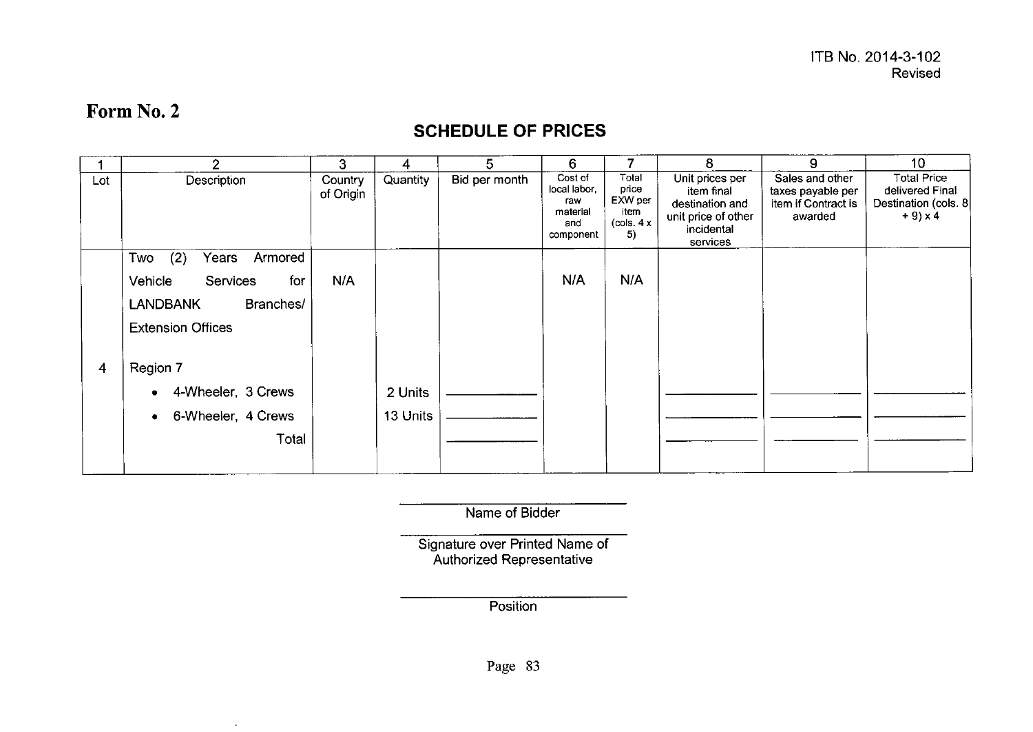ITB No. 2014-3-102
Revised

# Form No. 2

## SCHEDULE OF PRICES

| 1 | 2 | 3 | 4 | 5 | 6 | 7 | 8 | 9 | 10 |
|---|---|---|---|---|---|---|---|---|---|
| Lot | Description | Country of Origin | Quantity | Bid per month | Cost of local labor, raw material and component | Total price EXW per item (cols. 4 x 5) | Unit prices per item final destination and unit price of other incidental services | Sales and other taxes payable per item if Contract is awarded | Total Price delivered Final Destination (cols. 8 + 9) x 4 |
| | Two (2) Years Armored Vehicle Services for LANDBANK Branches/ Extension Offices | N/A | | | N/A | N/A | | | |
| 4 | Region 7 | | | | | | | | |
| | • 4-Wheeler, 3 Crews | | 2 Units | ___________ | | | ___________ | ___________ | ___________ |
| | • 6-Wheeler, 4 Crews | | 13 Units | ___________ | | | ___________ | ___________ | ___________ |
| | Total | | | ___________ | | | ___________ | ___________ | ___________ |

___________________________
Name of Bidder

___________________________
Signature over Printed Name of Authorized Representative

___________________________
Position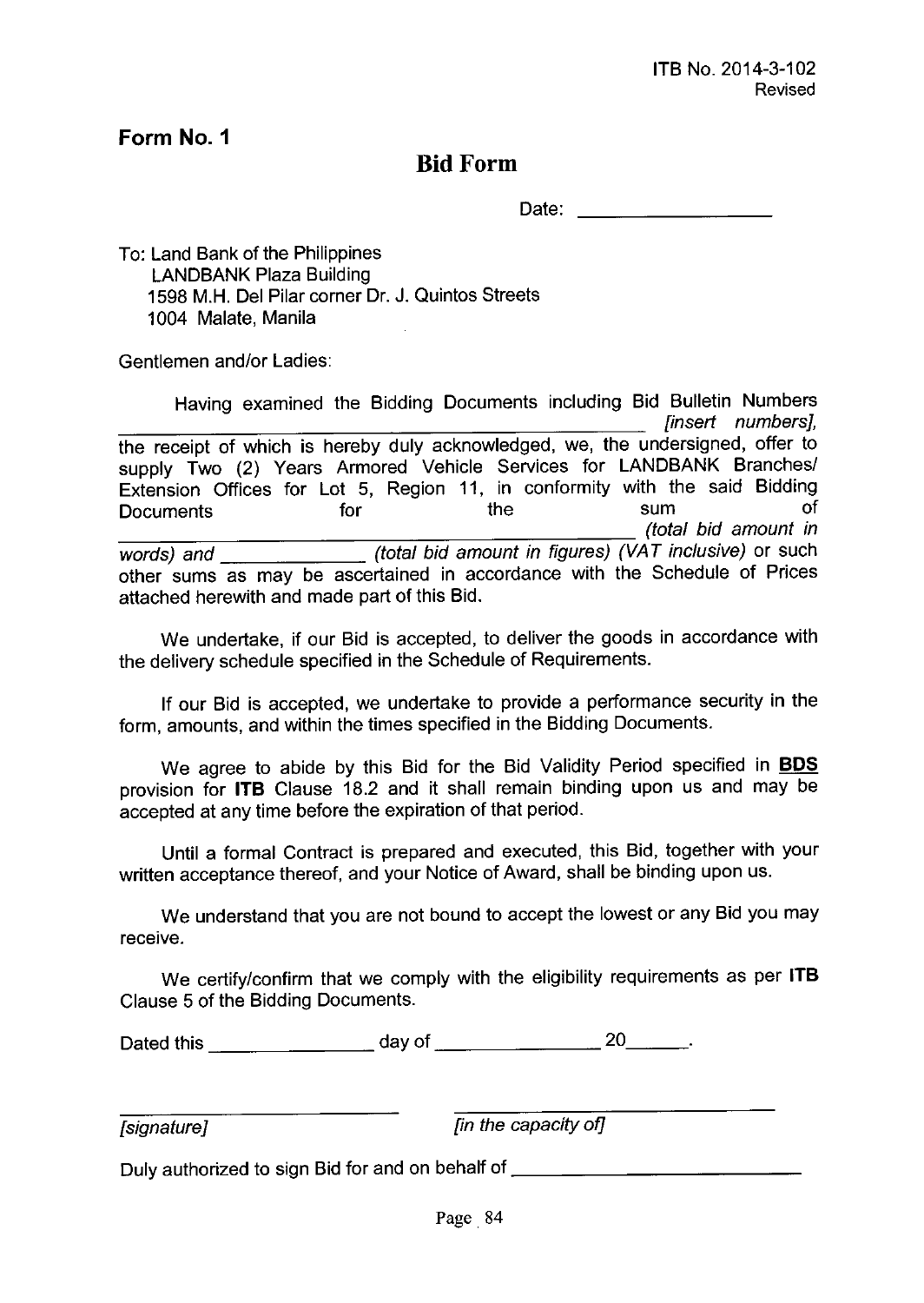ITB No. 2014-3-102
Revised

**Form No. 1**

# Bid Form

Date: ___________________

To: Land Bank of the Philippines
LANDBANK Plaza Building
1598 M.H. Del Pilar corner Dr. J. Quintos Streets
1004 Malate, Manila

Gentlemen and/or Ladies:

Having examined the Bidding Documents including Bid Bulletin Numbers _______________________________________________ *[insert numbers]*, the receipt of which is hereby duly acknowledged, we, the undersigned, offer to supply Two (2) Years Armored Vehicle Services for LANDBANK Branches/ Extension Offices for Lot 5, Region 11, in conformity with the said Bidding Documents for the sum of _______________________________________________ *(total bid amount in words)* and ______________ *(total bid amount in figures) (VAT inclusive)* or such other sums as may be ascertained in accordance with the Schedule of Prices attached herewith and made part of this Bid.

We undertake, if our Bid is accepted, to deliver the goods in accordance with the delivery schedule specified in the Schedule of Requirements.

If our Bid is accepted, we undertake to provide a performance security in the form, amounts, and within the times specified in the Bidding Documents.

We agree to abide by this Bid for the Bid Validity Period specified in **BDS** provision for **ITB** Clause 18.2 and it shall remain binding upon us and may be accepted at any time before the expiration of that period.

Until a formal Contract is prepared and executed, this Bid, together with your written acceptance thereof, and your Notice of Award, shall be binding upon us.

We understand that you are not bound to accept the lowest or any Bid you may receive.

We certify/confirm that we comply with the eligibility requirements as per **ITB** Clause 5 of the Bidding Documents.

Dated this ________________ day of ________________ 20______.

_____________________________ _________________________________
*[signature]* *[in the capacity of]*

Duly authorized to sign Bid for and on behalf of ______________________________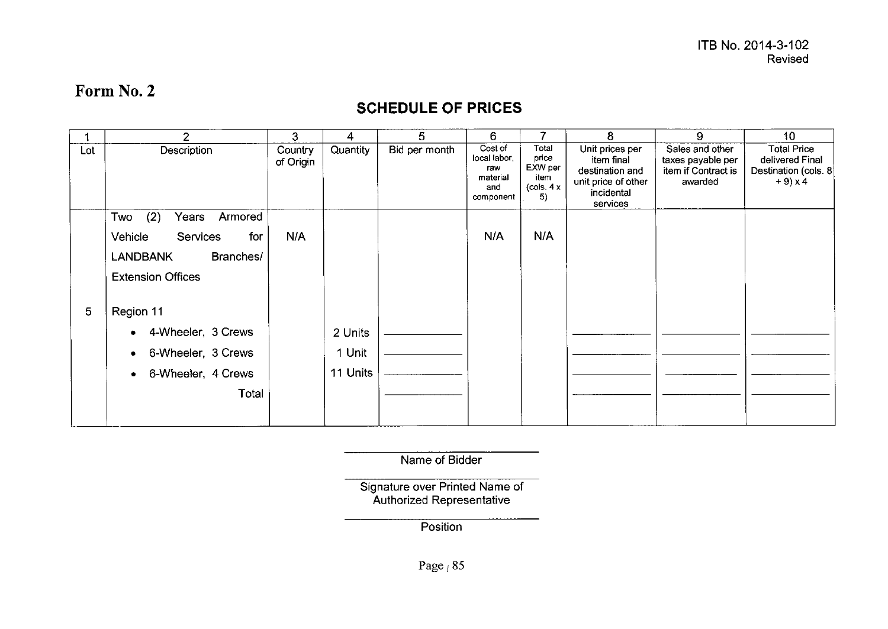ITB No. 2014-3-102
Revised

# Form No. 2

## SCHEDULE OF PRICES

| 1 | 2 | 3 | 4 | 5 | 6 | 7 | 8 | 9 | 10 |
|---|---|---|---|---|---|---|---|---|---|
| Lot | Description | Country of Origin | Quantity | Bid per month | Cost of local labor, raw material and component | Total price EXW per item (cols. 4 x 5) | Unit prices per item final destination and unit price of other incidental services | Sales and other taxes payable per item if Contract is awarded | Total Price delivered Final Destination (cols. 8 + 9) x 4 |
| | Two (2) Years Armored Vehicle Services for LANDBANK Branches/ Extension Offices | N/A | | | N/A | N/A | | | |
| 5 | Region 11 | | | | | | | | |
| | • 4-Wheeler, 3 Crews | | 2 Units | \_\_\_\_\_\_\_\_\_\_ | | | \_\_\_\_\_\_\_\_\_\_ | \_\_\_\_\_\_\_\_\_\_ | \_\_\_\_\_\_\_\_\_\_ |
| | • 6-Wheeler, 3 Crews | | 1 Unit | \_\_\_\_\_\_\_\_\_\_ | | | \_\_\_\_\_\_\_\_\_\_ | \_\_\_\_\_\_\_\_\_\_ | \_\_\_\_\_\_\_\_\_\_ |
| | • 6-Wheeler, 4 Crews | | 11 Units | \_\_\_\_\_\_\_\_\_\_ | | | \_\_\_\_\_\_\_\_\_\_ | \_\_\_\_\_\_\_\_\_\_ | \_\_\_\_\_\_\_\_\_\_ |
| | Total | | | \_\_\_\_\_\_\_\_\_\_ | | | \_\_\_\_\_\_\_\_\_\_ | \_\_\_\_\_\_\_\_\_\_ | \_\_\_\_\_\_\_\_\_\_ |

\_\_\_\_\_\_\_\_\_\_\_\_\_\_\_\_\_\_\_\_\_\_\_\_\_\_\_\_\_\_
Name of Bidder

\_\_\_\_\_\_\_\_\_\_\_\_\_\_\_\_\_\_\_\_\_\_\_\_\_\_\_\_\_\_
Signature over Printed Name of Authorized Representative

\_\_\_\_\_\_\_\_\_\_\_\_\_\_\_\_\_\_\_\_\_\_\_\_\_\_\_\_\_\_
Position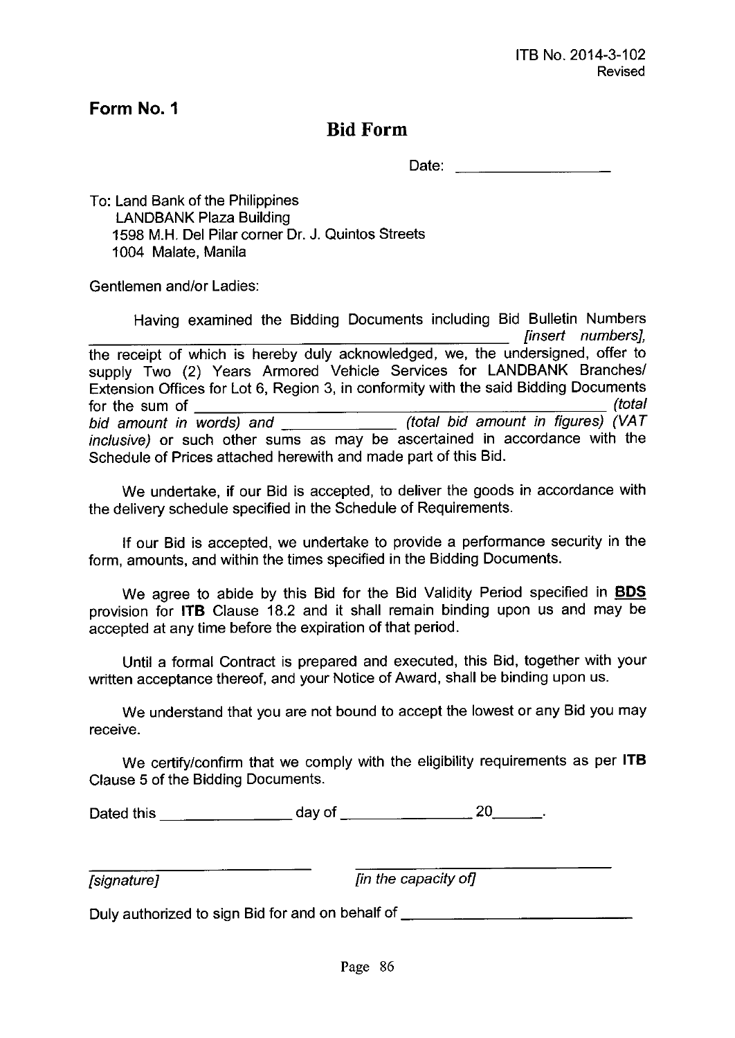ITB No. 2014-3-102
Revised

**Form No. 1**

# Bid Form

Date: ___________________

To: Land Bank of the Philippines
LANDBANK Plaza Building
1598 M.H. Del Pilar corner Dr. J. Quintos Streets
1004 Malate, Manila

Gentlemen and/or Ladies:

Having examined the Bidding Documents including Bid Bulletin Numbers ______________________________________________ *[insert numbers]*, the receipt of which is hereby duly acknowledged, we, the undersigned, offer to supply Two (2) Years Armored Vehicle Services for LANDBANK Branches/ Extension Offices for Lot 6, Region 3, in conformity with the said Bidding Documents for the sum of ______________________________________________ *(total bid amount in words)* and ______________ *(total bid amount in figures) (VAT inclusive)* or such other sums as may be ascertained in accordance with the Schedule of Prices attached herewith and made part of this Bid.

We undertake, if our Bid is accepted, to deliver the goods in accordance with the delivery schedule specified in the Schedule of Requirements.

If our Bid is accepted, we undertake to provide a performance security in the form, amounts, and within the times specified in the Bidding Documents.

We agree to abide by this Bid for the Bid Validity Period specified in **BDS** provision for **ITB** Clause 18.2 and it shall remain binding upon us and may be accepted at any time before the expiration of that period.

Until a formal Contract is prepared and executed, this Bid, together with your written acceptance thereof, and your Notice of Award, shall be binding upon us.

We understand that you are not bound to accept the lowest or any Bid you may receive.

We certify/confirm that we comply with the eligibility requirements as per **ITB** Clause 5 of the Bidding Documents.

Dated this ________________ day of ________________ 20______.

____________________________ ____________________________

*[signature]* *[in the capacity of]*

Duly authorized to sign Bid for and on behalf of ____________________________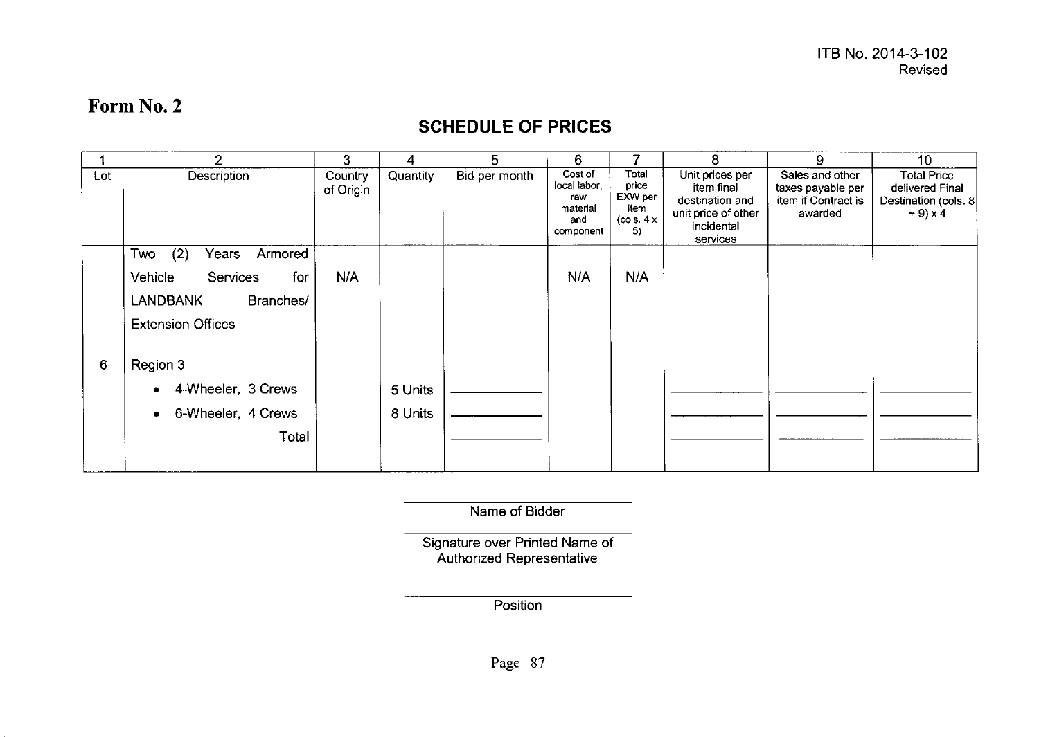ITB No. 2014-3-102
Revised

# Form No. 2

## SCHEDULE OF PRICES

| 1 | 2 | 3 | 4 | 5 | 6 | 7 | 8 | 9 | 10 |
|---|---|---|---|---|---|---|---|---|---|
| Lot | Description | Country of Origin | Quantity | Bid per month | Cost of local labor, raw material and component | Total price EXW per item (cols. 4 x 5) | Unit prices per item final destination and unit price of other incidental services | Sales and other taxes payable per item if Contract is awarded | Total Price delivered Final Destination (cols. 8 + 9) x 4 |
| | Two (2) Years Armored Vehicle Services for LANDBANK Branches/ Extension Offices | N/A | | | N/A | N/A | | | |
| 6 | Region 3 | | | | | | | | |
| | • 4-Wheeler, 3 Crews | | 5 Units | ____________ | | | ____________ | ____________ | ____________ |
| | • 6-Wheeler, 4 Crews | | 8 Units | ____________ | | | ____________ | ____________ | ____________ |
| | Total | | | ____________ | | | ____________ | ____________ | ____________ |

____________________
Name of Bidder

____________________
Signature over Printed Name of Authorized Representative

____________________
Position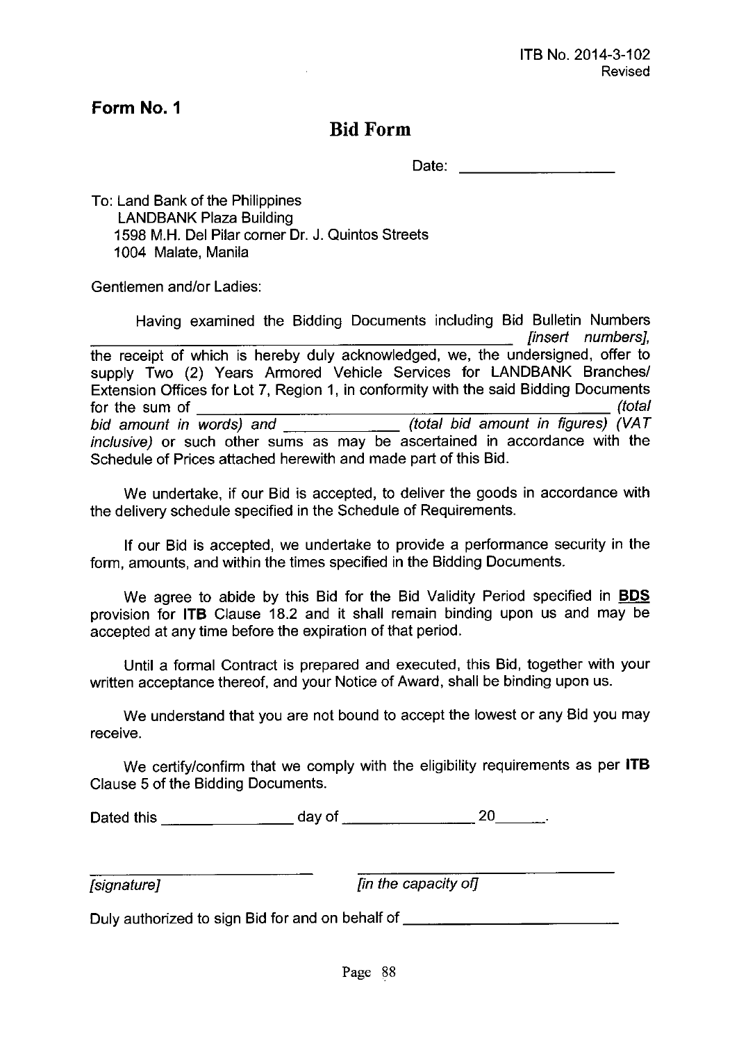ITB No. 2014-3-102
Revised

**Form No. 1**

# Bid Form

Date: ___________________

To: Land Bank of the Philippines
LANDBANK Plaza Building
1598 M.H. Del Pilar corner Dr. J. Quintos Streets
1004 Malate, Manila

Gentlemen and/or Ladies:

Having examined the Bidding Documents including Bid Bulletin Numbers ______________________________________________ *[insert numbers]*, the receipt of which is hereby duly acknowledged, we, the undersigned, offer to supply Two (2) Years Armored Vehicle Services for LANDBANK Branches/ Extension Offices for Lot 7, Region 1, in conformity with the said Bidding Documents for the sum of ______________________________________________ *(total bid amount in words)* and ______________ *(total bid amount in figures) (VAT inclusive)* or such other sums as may be ascertained in accordance with the Schedule of Prices attached herewith and made part of this Bid.

We undertake, if our Bid is accepted, to deliver the goods in accordance with the delivery schedule specified in the Schedule of Requirements.

If our Bid is accepted, we undertake to provide a performance security in the form, amounts, and within the times specified in the Bidding Documents.

We agree to abide by this Bid for the Bid Validity Period specified in **BDS** provision for **ITB** Clause 18.2 and it shall remain binding upon us and may be accepted at any time before the expiration of that period.

Until a formal Contract is prepared and executed, this Bid, together with your written acceptance thereof, and your Notice of Award, shall be binding upon us.

We understand that you are not bound to accept the lowest or any Bid you may receive.

We certify/confirm that we comply with the eligibility requirements as per **ITB** Clause 5 of the Bidding Documents.

Dated this ________________ day of ________________ 20______.

_____________________________ _____________________________
*[signature]* *[in the capacity of]*

Duly authorized to sign Bid for and on behalf of ___________________________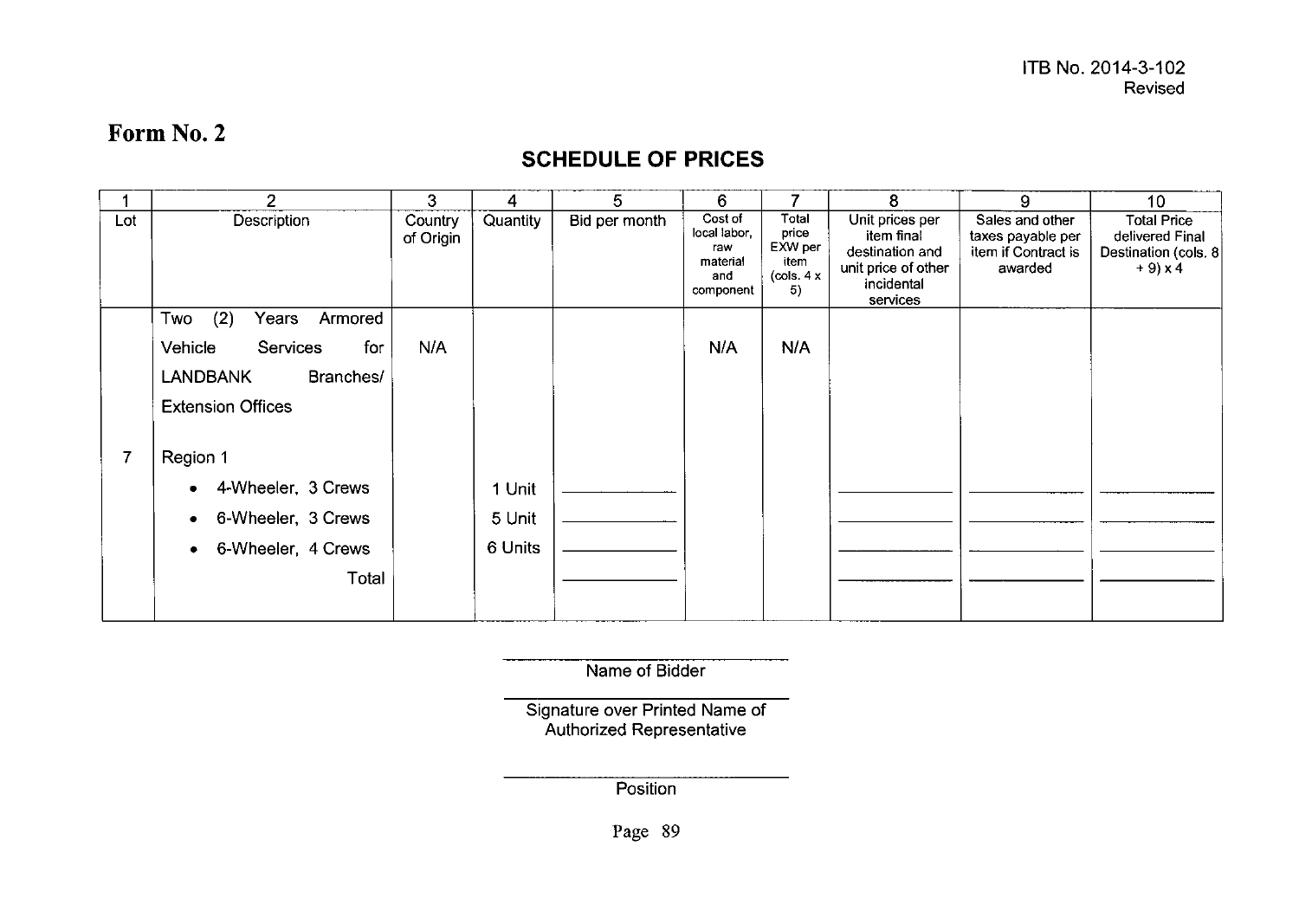ITB No. 2014-3-102
Revised

# Form No. 2

## SCHEDULE OF PRICES

| 1 | 2 | 3 | 4 | 5 | 6 | 7 | 8 | 9 | 10 |
|---|---|---|---|---|---|---|---|---|---|
| Lot | Description | Country of Origin | Quantity | Bid per month | Cost of local labor, raw material and component | Total price EXW per item (cols. 4 x 5) | Unit prices per item final destination and unit price of other incidental services | Sales and other taxes payable per item if Contract is awarded | Total Price delivered Final Destination (cols. 8 + 9) x 4 |
| | Two (2) Years Armored Vehicle Services for LANDBANK Branches/ Extension Offices | N/A | | | N/A | N/A | | | |
| 7 | Region 1 | | | | | | | | |
| | • 4-Wheeler, 3 Crews | | 1 Unit | ________ | | | ________ | ________ | ________ |
| | • 6-Wheeler, 3 Crews | | 5 Unit | ________ | | | ________ | ________ | ________ |
| | • 6-Wheeler, 4 Crews | | 6 Units | ________ | | | ________ | ________ | ________ |
| | Total | | | ________ | | | ________ | ________ | ________ |

______________________________
Name of Bidder

______________________________
Signature over Printed Name of Authorized Representative

______________________________
Position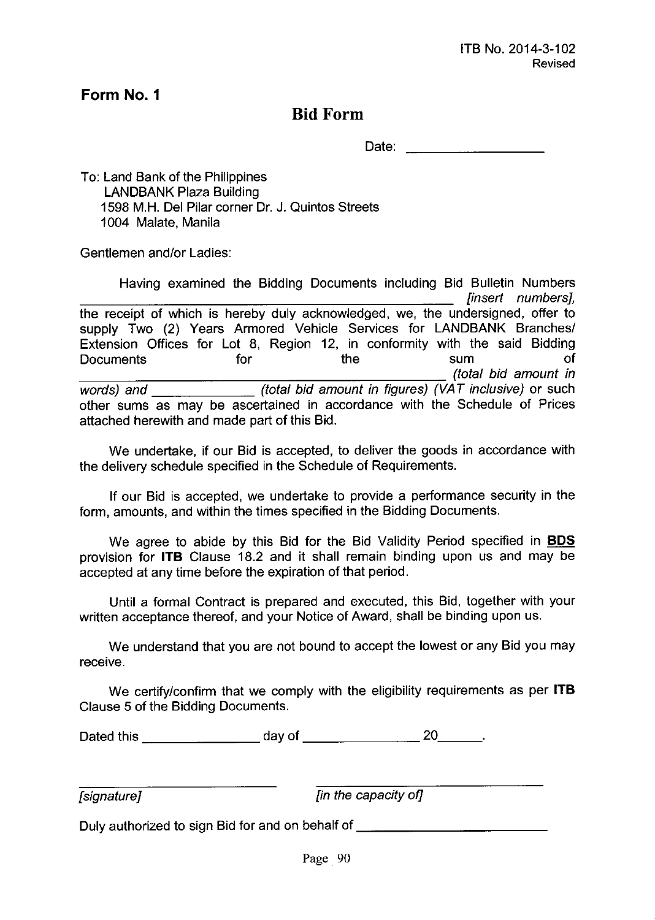ITB No. 2014-3-102
Revised

**Form No. 1**

## Bid Form

Date: ____________________

To: Land Bank of the Philippines
LANDBANK Plaza Building
1598 M.H. Del Pilar corner Dr. J. Quintos Streets
1004 Malate, Manila

Gentlemen and/or Ladies:

Having examined the Bidding Documents including Bid Bulletin Numbers ______________________________________________ *[insert numbers]*, the receipt of which is hereby duly acknowledged, we, the undersigned, offer to supply Two (2) Years Armored Vehicle Services for LANDBANK Branches/ Extension Offices for Lot 8, Region 12, in conformity with the said Bidding Documents for the sum of ______________________________________________ *(total bid amount in words)* and ______________ *(total bid amount in figures) (VAT inclusive)* or such other sums as may be ascertained in accordance with the Schedule of Prices attached herewith and made part of this Bid.

We undertake, if our Bid is accepted, to deliver the goods in accordance with the delivery schedule specified in the Schedule of Requirements.

If our Bid is accepted, we undertake to provide a performance security in the form, amounts, and within the times specified in the Bidding Documents.

We agree to abide by this Bid for the Bid Validity Period specified in **BDS** provision for **ITB** Clause 18.2 and it shall remain binding upon us and may be accepted at any time before the expiration of that period.

Until a formal Contract is prepared and executed, this Bid, together with your written acceptance thereof, and your Notice of Award, shall be binding upon us.

We understand that you are not bound to accept the lowest or any Bid you may receive.

We certify/confirm that we comply with the eligibility requirements as per **ITB** Clause 5 of the Bidding Documents.

Dated this ________________ day of ________________ 20______.

______________________________ ______________________________
*[signature]* *[in the capacity of]*

Duly authorized to sign Bid for and on behalf of ____________________________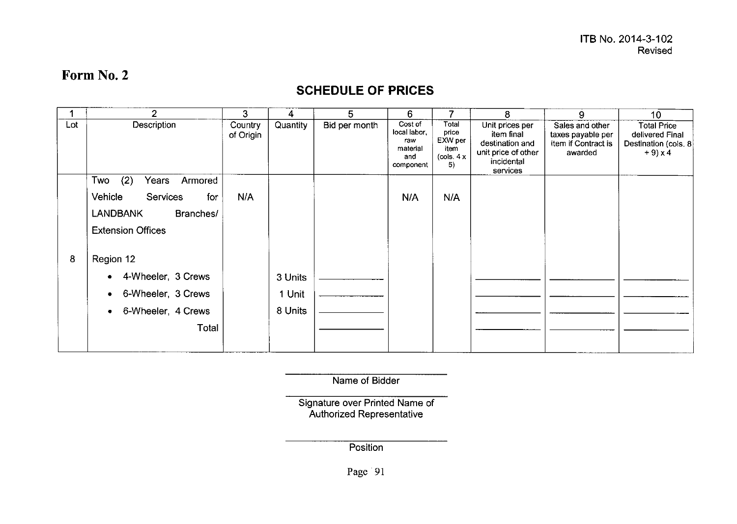ITB No. 2014-3-102
Revised

# Form No. 2

## SCHEDULE OF PRICES

| 1 | 2 | 3 | 4 | 5 | 6 | 7 | 8 | 9 | 10 |
|---|---|---|---|---|---|---|---|---|---|
| Lot | Description | Country of Origin | Quantity | Bid per month | Cost of local labor, raw material and component | Total price EXW per item (cols. 4 x 5) | Unit prices per item final destination and unit price of other incidental services | Sales and other taxes payable per item if Contract is awarded | Total Price delivered Final Destination (cols. 8 + 9) x 4 |
| | Two (2) Years Armored Vehicle Services for LANDBANK Branches/ Extension Offices | N/A | | | N/A | N/A | | | |
| 8 | Region 12 | | | | | | | | |
| | • 4-Wheeler, 3 Crews | | 3 Units | ______ | | | ______ | ______ | ______ |
| | • 6-Wheeler, 3 Crews | | 1 Unit | ______ | | | ______ | ______ | ______ |
| | • 6-Wheeler, 4 Crews | | 8 Units | ______ | | | ______ | ______ | ______ |
| | Total | | | ______ | | | ______ | ______ | ______ |

______________________
Name of Bidder

______________________
Signature over Printed Name of Authorized Representative

______________________
Position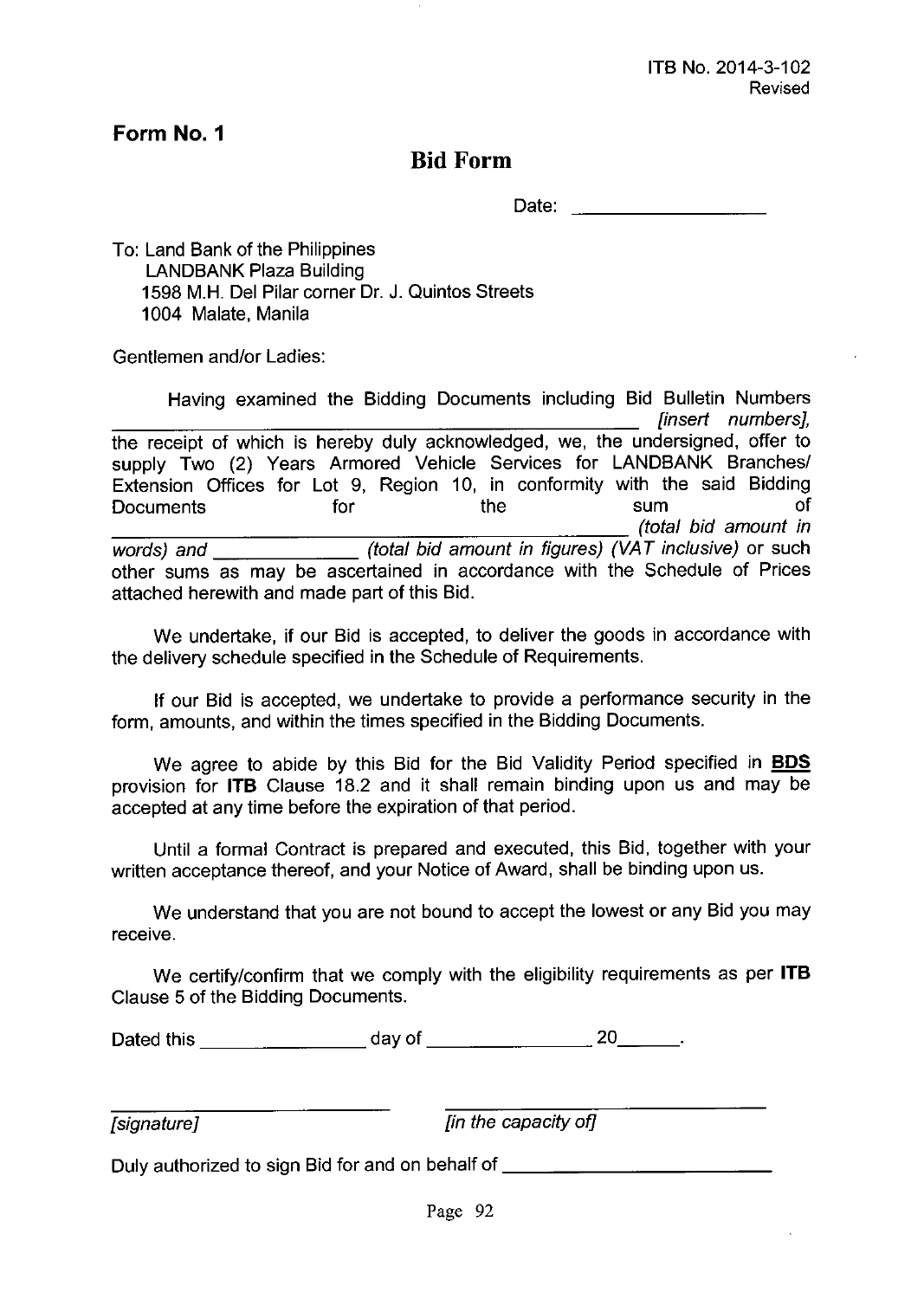ITB No. 2014-3-102
Revised

**Form No. 1**

# Bid Form

Date: ____________________

To: Land Bank of the Philippines
LANDBANK Plaza Building
1598 M.H. Del Pilar corner Dr. J. Quintos Streets
1004 Malate, Manila

Gentlemen and/or Ladies:

Having examined the Bidding Documents including Bid Bulletin Numbers ______________________________________________ *[insert numbers]*, the receipt of which is hereby duly acknowledged, we, the undersigned, offer to supply Two (2) Years Armored Vehicle Services for LANDBANK Branches/ Extension Offices for Lot 9, Region 10, in conformity with the said Bidding Documents for the sum of ______________________________________________ *(total bid amount in words)* and ______________ *(total bid amount in figures) (VAT inclusive)* or such other sums as may be ascertained in accordance with the Schedule of Prices attached herewith and made part of this Bid.

We undertake, if our Bid is accepted, to deliver the goods in accordance with the delivery schedule specified in the Schedule of Requirements.

If our Bid is accepted, we undertake to provide a performance security in the form, amounts, and within the times specified in the Bidding Documents.

We agree to abide by this Bid for the Bid Validity Period specified in **BDS** provision for **ITB** Clause 18.2 and it shall remain binding upon us and may be accepted at any time before the expiration of that period.

Until a formal Contract is prepared and executed, this Bid, together with your written acceptance thereof, and your Notice of Award, shall be binding upon us.

We understand that you are not bound to accept the lowest or any Bid you may receive.

We certify/confirm that we comply with the eligibility requirements as per **ITB** Clause 5 of the Bidding Documents.

Dated this ________________ day of ________________ 20______.

______________________________ ______________________________
*[signature]* *[in the capacity of]*

Duly authorized to sign Bid for and on behalf of ____________________________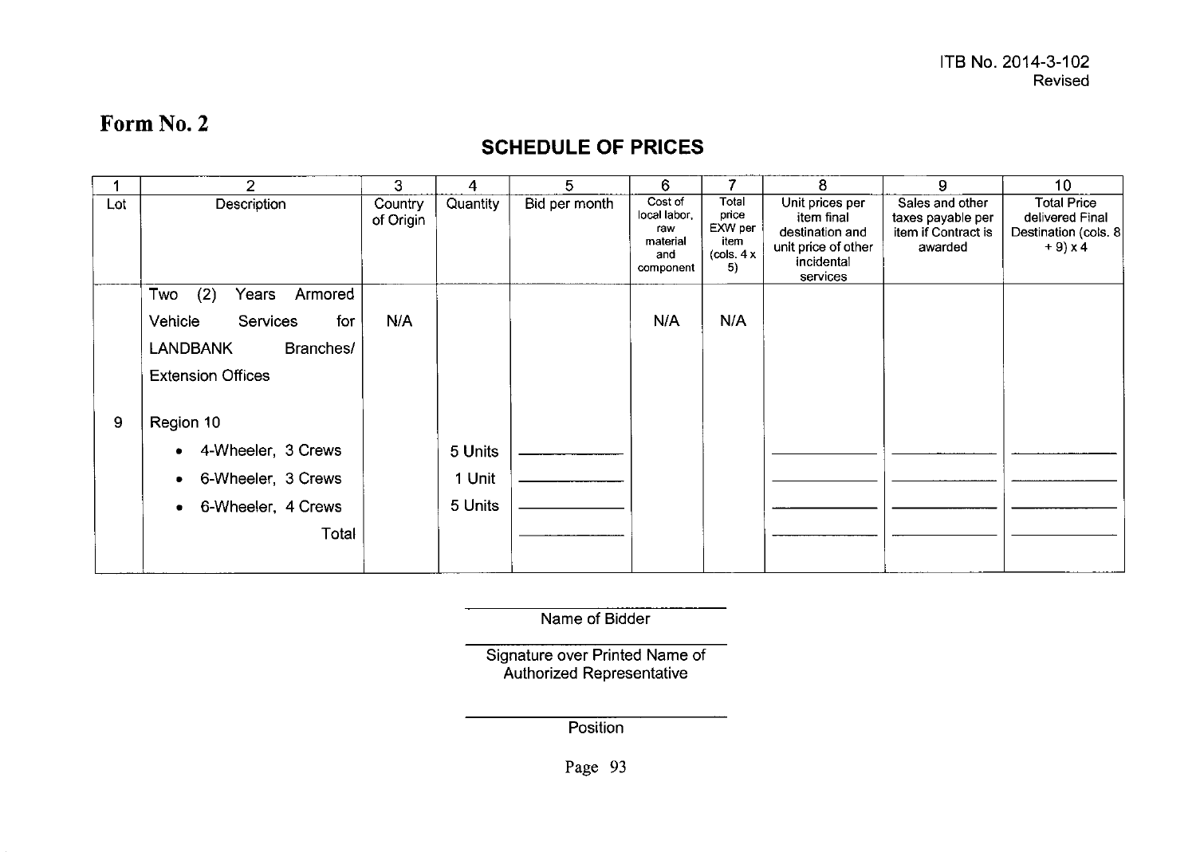ITB No. 2014-3-102
Revised

# Form No. 2

## SCHEDULE OF PRICES

| 1 | 2 | 3 | 4 | 5 | 6 | 7 | 8 | 9 | 10 |
|---|---|---|---|---|---|---|---|---|---|
| Lot | Description | Country of Origin | Quantity | Bid per month | Cost of local labor, raw material and component | Total price EXW per item (cols. 4 x 5) | Unit prices per item final destination and unit price of other incidental services | Sales and other taxes payable per item if Contract is awarded | Total Price delivered Final Destination (cols. 8 + 9) x 4 |
| | Two (2) Years Armored Vehicle Services for LANDBANK Branches/ Extension Offices | N/A | | | N/A | N/A | | | |
| 9 | Region 10 | | | | | | | | |
| | • 4-Wheeler, 3 Crews | | 5 Units | ________ | | | ________ | ________ | ________ |
| | • 6-Wheeler, 3 Crews | | 1 Unit | ________ | | | ________ | ________ | ________ |
| | • 6-Wheeler, 4 Crews | | 5 Units | ________ | | | ________ | ________ | ________ |
| | Total | | | ________ | | | ________ | ________ | ________ |

______________________________
Name of Bidder

______________________________
Signature over Printed Name of Authorized Representative

______________________________
Position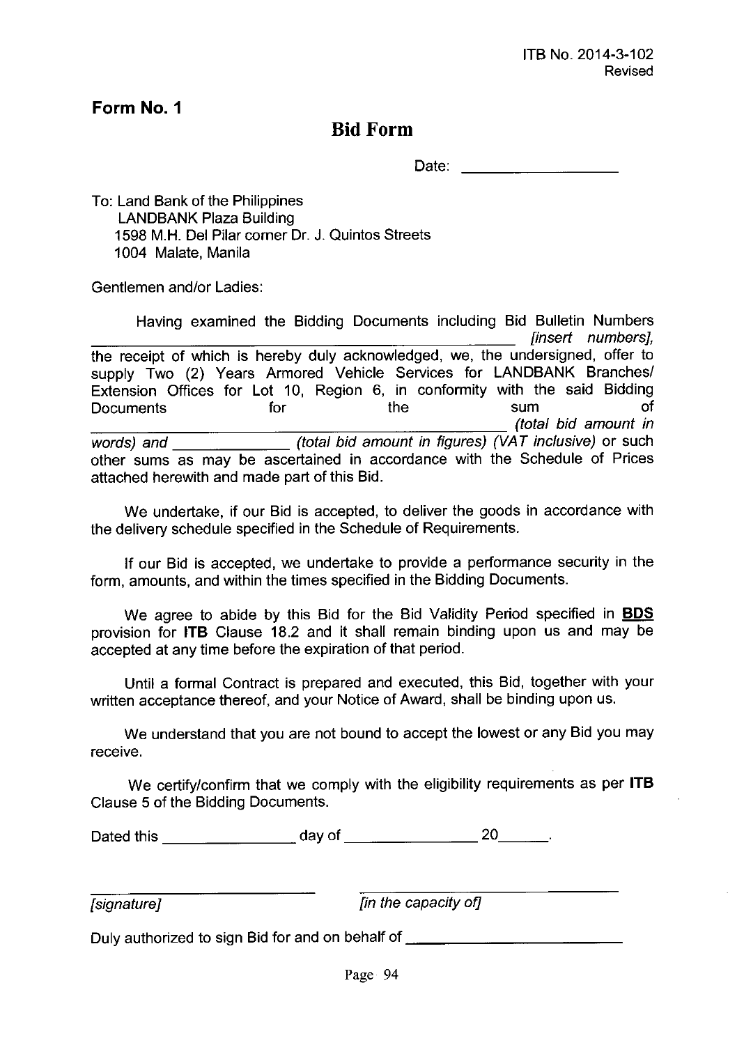ITB No. 2014-3-102
Revised

**Form No. 1**

## Bid Form

Date: ____________________

To: Land Bank of the Philippines
LANDBANK Plaza Building
1598 M.H. Del Pilar corner Dr. J. Quintos Streets
1004 Malate, Manila

Gentlemen and/or Ladies:

Having examined the Bidding Documents including Bid Bulletin Numbers ______________________________________________ *[insert numbers]*, the receipt of which is hereby duly acknowledged, we, the undersigned, offer to supply Two (2) Years Armored Vehicle Services for LANDBANK Branches/ Extension Offices for Lot 10, Region 6, in conformity with the said Bidding Documents for the sum of ______________________________________________ *(total bid amount in words) and* ______________ *(total bid amount in figures) (VAT inclusive)* or such other sums as may be ascertained in accordance with the Schedule of Prices attached herewith and made part of this Bid.

We undertake, if our Bid is accepted, to deliver the goods in accordance with the delivery schedule specified in the Schedule of Requirements.

If our Bid is accepted, we undertake to provide a performance security in the form, amounts, and within the times specified in the Bidding Documents.

We agree to abide by this Bid for the Bid Validity Period specified in **BDS** provision for **ITB** Clause 18.2 and it shall remain binding upon us and may be accepted at any time before the expiration of that period.

Until a formal Contract is prepared and executed, this Bid, together with your written acceptance thereof, and your Notice of Award, shall be binding upon us.

We understand that you are not bound to accept the lowest or any Bid you may receive.

We certify/confirm that we comply with the eligibility requirements as per **ITB** Clause 5 of the Bidding Documents.

Dated this ________________ day of ________________ 20______.

______________________________ ______________________________
*[signature]* *[in the capacity of]*

Duly authorized to sign Bid for and on behalf of __________________________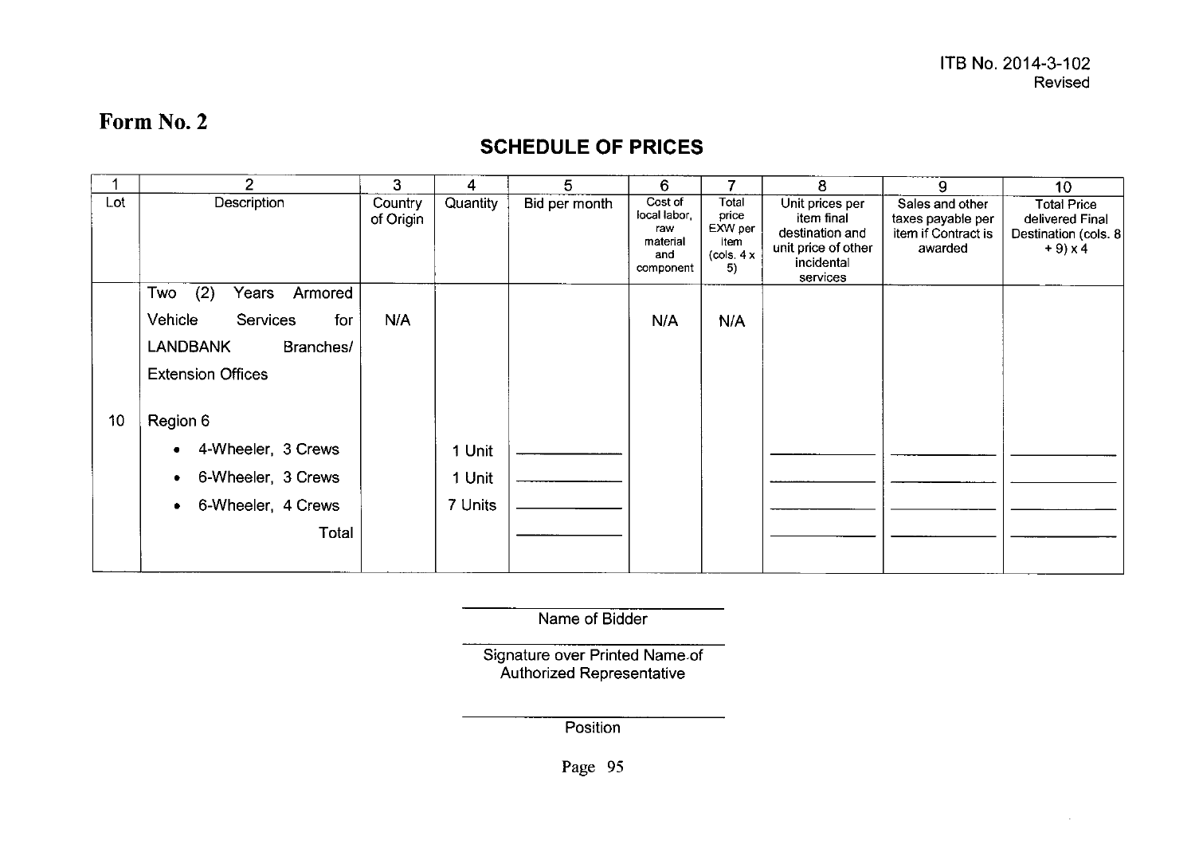ITB No. 2014-3-102
Revised

# Form No. 2

## SCHEDULE OF PRICES

| 1 | 2 | 3 | 4 | 5 | 6 | 7 | 8 | 9 | 10 |
|---|---|---|---|---|---|---|---|---|---|
| Lot | Description | Country of Origin | Quantity | Bid per month | Cost of local labor, raw material and component | Total price EXW per item (cols. 4 x 5) | Unit prices per item final destination and unit price of other incidental services | Sales and other taxes payable per item if Contract is awarded | Total Price delivered Final Destination (cols. 8 + 9) x 4 |
| | Two (2) Years Armored Vehicle Services for LANDBANK Branches/ Extension Offices | N/A | | | N/A | N/A | | | |
| 10 | Region 6 | | | | | | | | |
| | • 4-Wheeler, 3 Crews | | 1 Unit | ________ | | | ________ | ________ | ________ |
| | • 6-Wheeler, 3 Crews | | 1 Unit | ________ | | | ________ | ________ | ________ |
| | • 6-Wheeler, 4 Crews | | 7 Units | ________ | | | ________ | ________ | ________ |
| | Total | | | ________ | | | ________ | ________ | ________ |

________________________
Name of Bidder

________________________
Signature over Printed Name of Authorized Representative

________________________
Position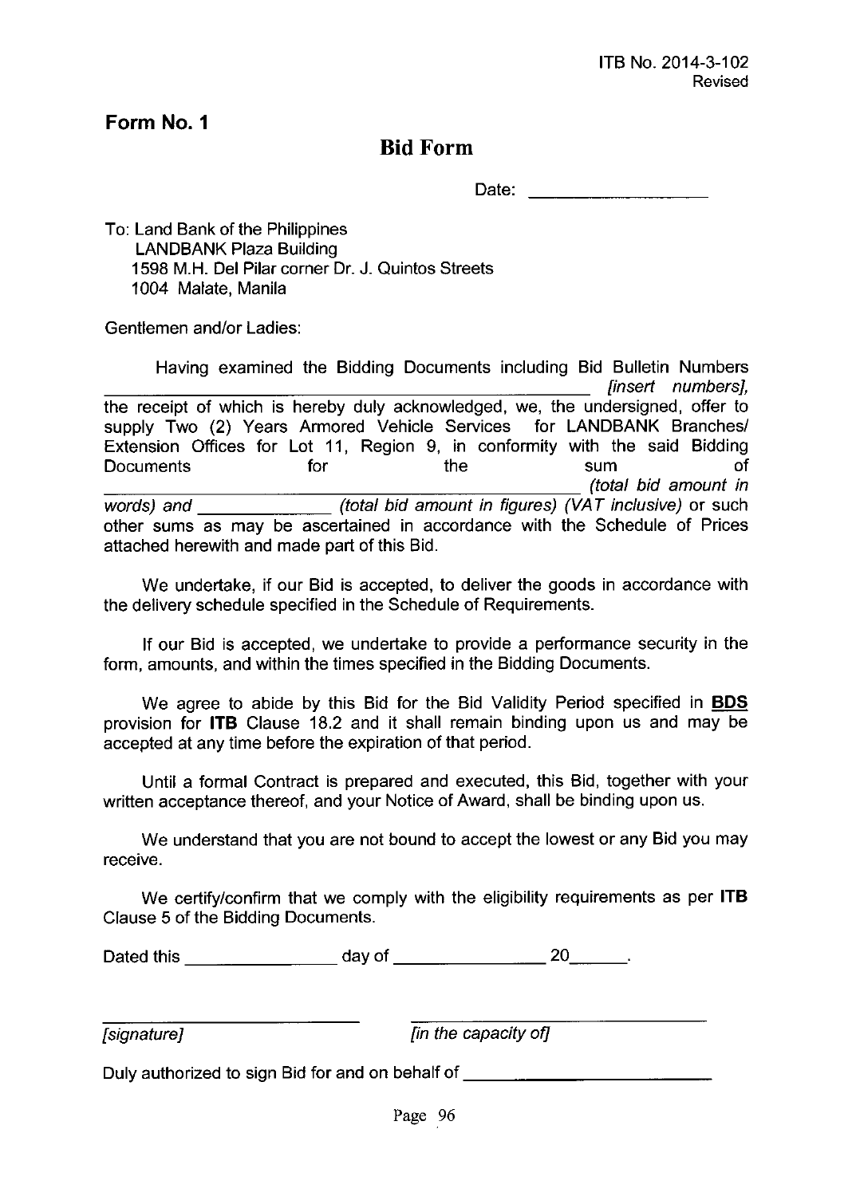ITB No. 2014-3-102
Revised

**Form No. 1**

# Bid Form

Date: ____________________

To: Land Bank of the Philippines
LANDBANK Plaza Building
1598 M.H. Del Pilar corner Dr. J. Quintos Streets
1004 Malate, Manila

Gentlemen and/or Ladies:

Having examined the Bidding Documents including Bid Bulletin Numbers ________________________________________ *[insert numbers]*, the receipt of which is hereby duly acknowledged, we, the undersigned, offer to supply Two (2) Years Armored Vehicle Services for LANDBANK Branches/ Extension Offices for Lot 11, Region 9, in conformity with the said Bidding Documents for the sum of ________________________________________ *(total bid amount in words)* and ______________ *(total bid amount in figures) (VAT inclusive)* or such other sums as may be ascertained in accordance with the Schedule of Prices attached herewith and made part of this Bid.

We undertake, if our Bid is accepted, to deliver the goods in accordance with the delivery schedule specified in the Schedule of Requirements.

If our Bid is accepted, we undertake to provide a performance security in the form, amounts, and within the times specified in the Bidding Documents.

We agree to abide by this Bid for the Bid Validity Period specified in **BDS** provision for **ITB** Clause 18.2 and it shall remain binding upon us and may be accepted at any time before the expiration of that period.

Until a formal Contract is prepared and executed, this Bid, together with your written acceptance thereof, and your Notice of Award, shall be binding upon us.

We understand that you are not bound to accept the lowest or any Bid you may receive.

We certify/confirm that we comply with the eligibility requirements as per **ITB** Clause 5 of the Bidding Documents.

Dated this ________________ day of ________________ 20______.

____________________________ ____________________________
*[signature]* *[in the capacity of]*

Duly authorized to sign Bid for and on behalf of ________________________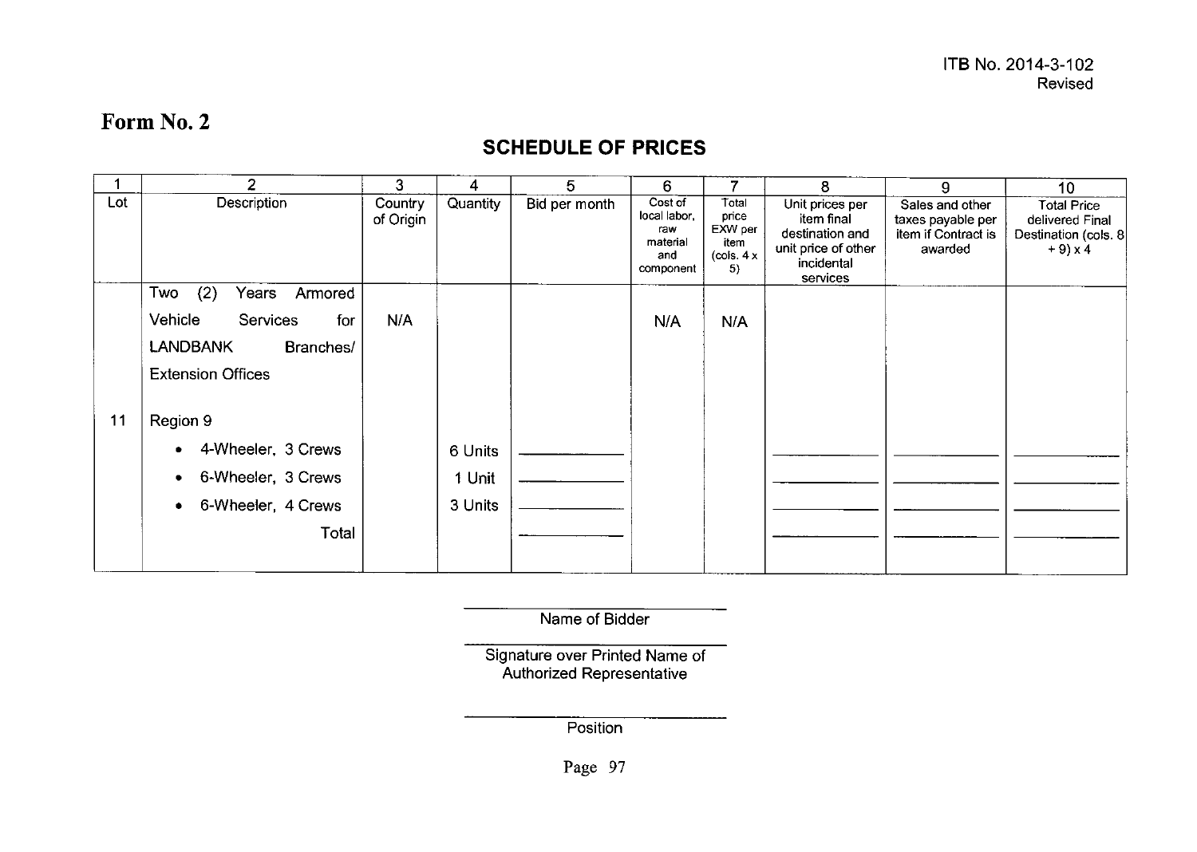ITB No. 2014-3-102
Revised

# Form No. 2

## SCHEDULE OF PRICES

| 1 | 2 | 3 | 4 | 5 | 6 | 7 | 8 | 9 | 10 |
|---|---|---|---|---|---|---|---|---|---|
| Lot | Description | Country of Origin | Quantity | Bid per month | Cost of local labor, raw material and component | Total price EXW per item (cols. 4 x 5) | Unit prices per item final destination and unit price of other incidental services | Sales and other taxes payable per item if Contract is awarded | Total Price delivered Final Destination (cols. 8 + 9) x 4 |
| | Two (2) Years Armored Vehicle Services for LANDBANK Branches/ Extension Offices | N/A | | | N/A | N/A | | | |
| 11 | Region 9 | | | | | | | | |
| | • 4-Wheeler, 3 Crews | | 6 Units | ______ | | | ______ | ______ | ______ |
| | • 6-Wheeler, 3 Crews | | 1 Unit | ______ | | | ______ | ______ | ______ |
| | • 6-Wheeler, 4 Crews | | 3 Units | ______ | | | ______ | ______ | ______ |
| | Total | | | ______ | | | ______ | ______ | ______ |

______________________
Name of Bidder

______________________
Signature over Printed Name of Authorized Representative

______________________
Position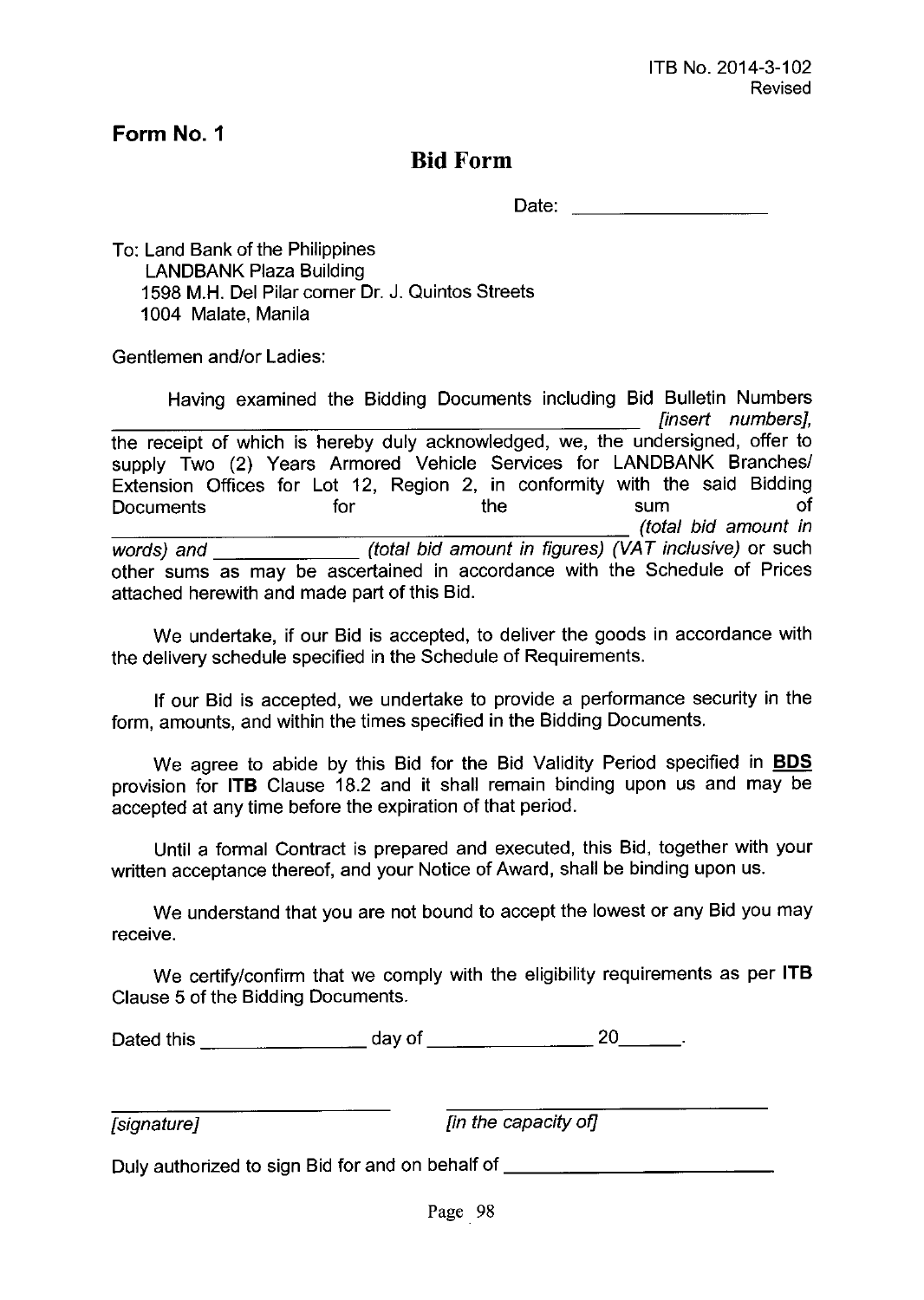**Form No. 1**

# Bid Form

Date: ____________________

To: Land Bank of the Philippines
LANDBANK Plaza Building
1598 M.H. Del Pilar corner Dr. J. Quintos Streets
1004 Malate, Manila

Gentlemen and/or Ladies:

Having examined the Bidding Documents including Bid Bulletin Numbers ______________________________ *[insert numbers]*, the receipt of which is hereby duly acknowledged, we, the undersigned, offer to supply Two (2) Years Armored Vehicle Services for LANDBANK Branches/ Extension Offices for Lot 12, Region 2, in conformity with the said Bidding Documents for the sum of ______________________________ *(total bid amount in words)* and ______________ *(total bid amount in figures) (VAT inclusive)* or such other sums as may be ascertained in accordance with the Schedule of Prices attached herewith and made part of this Bid.

We undertake, if our Bid is accepted, to deliver the goods in accordance with the delivery schedule specified in the Schedule of Requirements.

If our Bid is accepted, we undertake to provide a performance security in the form, amounts, and within the times specified in the Bidding Documents.

We agree to abide by this Bid for the Bid Validity Period specified in **BDS** provision for **ITB** Clause 18.2 and it shall remain binding upon us and may be accepted at any time before the expiration of that period.

Until a formal Contract is prepared and executed, this Bid, together with your written acceptance thereof, and your Notice of Award, shall be binding upon us.

We understand that you are not bound to accept the lowest or any Bid you may receive.

We certify/confirm that we comply with the eligibility requirements as per **ITB** Clause 5 of the Bidding Documents.

Dated this ________________ day of ________________ 20______.

______________________________ ______________________________
*[signature]* *[in the capacity of]*

Duly authorized to sign Bid for and on behalf of ____________________________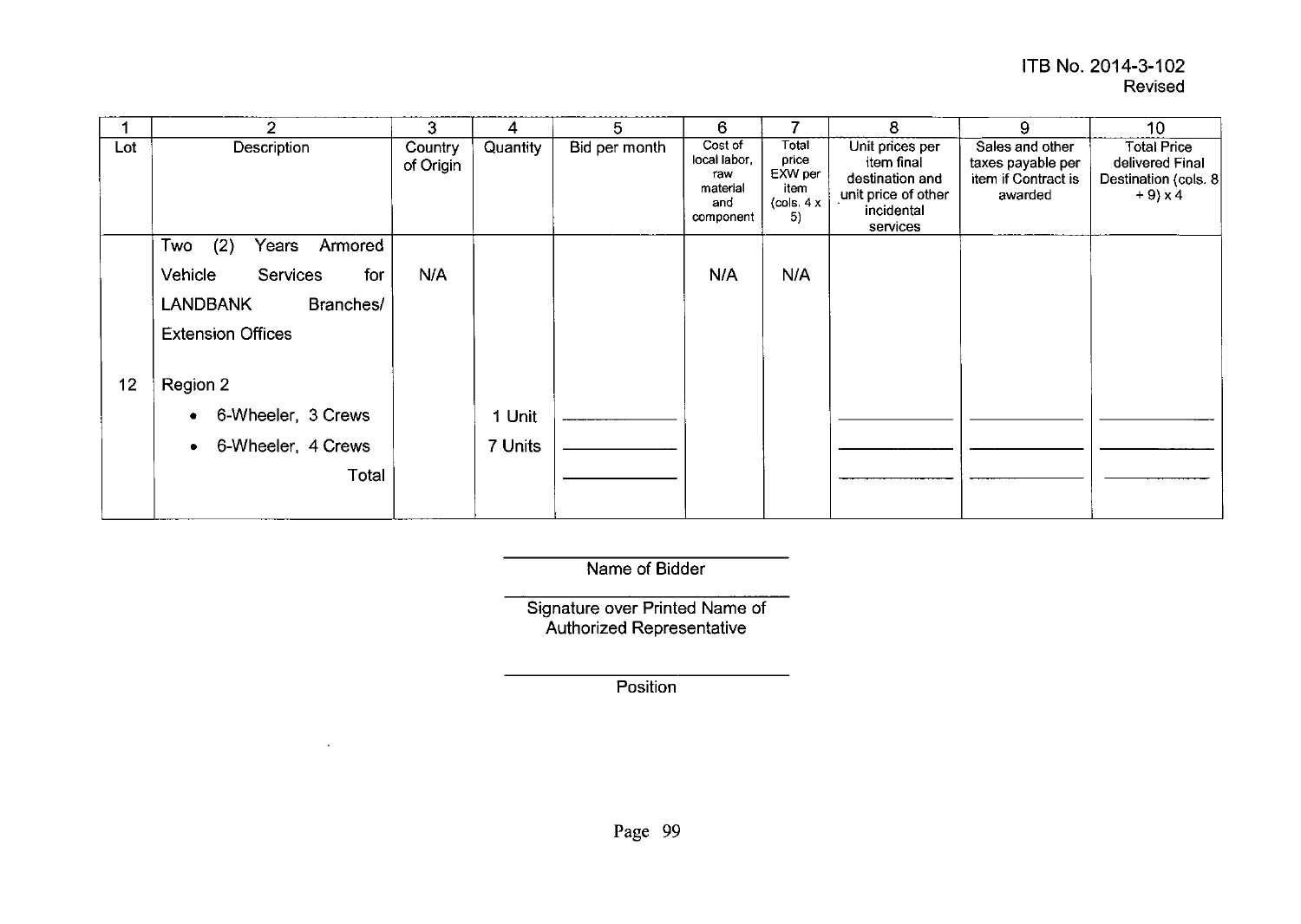ITB No. 2014-3-102
Revised

| 1 | 2 | 3 | 4 | 5 | 6 | 7 | 8 | 9 | 10 |
|---|---|---|---|---|---|---|---|---|---|
| Lot | Description | Country of Origin | Quantity | Bid per month | Cost of local labor, raw material and component | Total price EXW per item (cols. 4 x 5) | Unit prices per item final destination and unit price of other incidental services | Sales and other taxes payable per item if Contract is awarded | Total Price delivered Final Destination (cols. 8 + 9) x 4 |
| | Two (2) Years Armored Vehicle Services for LANDBANK Branches/ Extension Offices | N/A | | | N/A | N/A | | | |
| 12 | Region 2 | | | | | | | | |
| | • 6-Wheeler, 3 Crews | | 1 Unit | ____________ | | | ____________ | ____________ | ____________ |
| | • 6-Wheeler, 4 Crews | | 7 Units | ____________ | | | ____________ | ____________ | ____________ |
| | Total | | | ____________ | | | ____________ | ____________ | ____________ |

______________________________
Name of Bidder

______________________________
Signature over Printed Name of Authorized Representative

______________________________
Position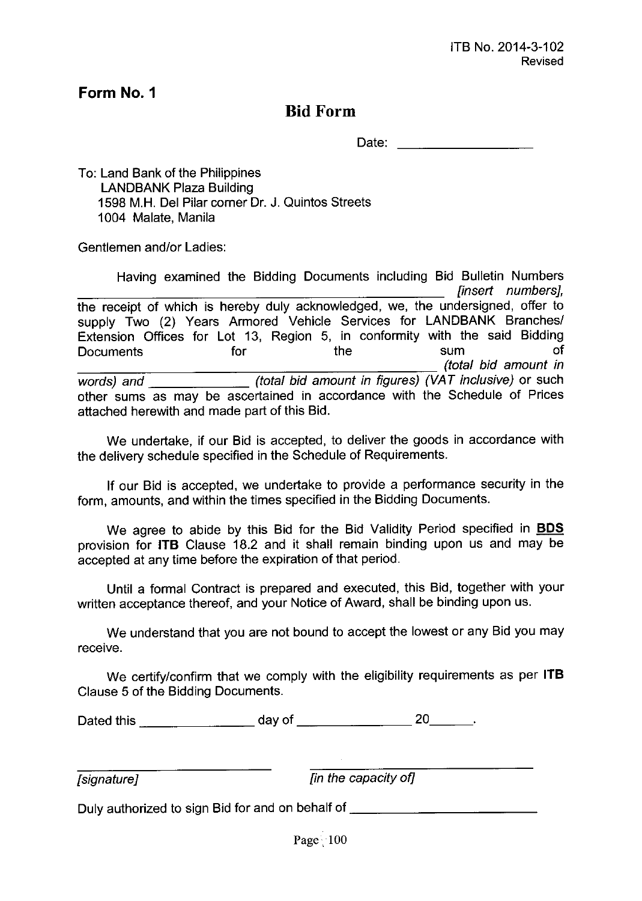ITB No. 2014-3-102
Revised

## Form No. 1

# Bid Form

Date: ____________________

To: Land Bank of the Philippines
LANDBANK Plaza Building
1598 M.H. Del Pilar corner Dr. J. Quintos Streets
1004 Malate, Manila

Gentlemen and/or Ladies:

Having examined the Bidding Documents including Bid Bulletin Numbers ______________________________________________________ *[insert numbers]*, the receipt of which is hereby duly acknowledged, we, the undersigned, offer to supply Two (2) Years Armored Vehicle Services for LANDBANK Branches/ Extension Offices for Lot 13, Region 5, in conformity with the said Bidding Documents for the sum of ______________________________________________________ *(total bid amount in words)* and ______________ *(total bid amount in figures) (VAT inclusive)* or such other sums as may be ascertained in accordance with the Schedule of Prices attached herewith and made part of this Bid.

We undertake, if our Bid is accepted, to deliver the goods in accordance with the delivery schedule specified in the Schedule of Requirements.

If our Bid is accepted, we undertake to provide a performance security in the form, amounts, and within the times specified in the Bidding Documents.

We agree to abide by this Bid for the Bid Validity Period specified in **BDS** provision for **ITB** Clause 18.2 and it shall remain binding upon us and may be accepted at any time before the expiration of that period.

Until a formal Contract is prepared and executed, this Bid, together with your written acceptance thereof, and your Notice of Award, shall be binding upon us.

We understand that you are not bound to accept the lowest or any Bid you may receive.

We certify/confirm that we comply with the eligibility requirements as per **ITB** Clause 5 of the Bidding Documents.

Dated this ________________ day of ________________ 20______.

______________________________ ______________________________
*[signature]* *[in the capacity of]*

Duly authorized to sign Bid for and on behalf of ____________________________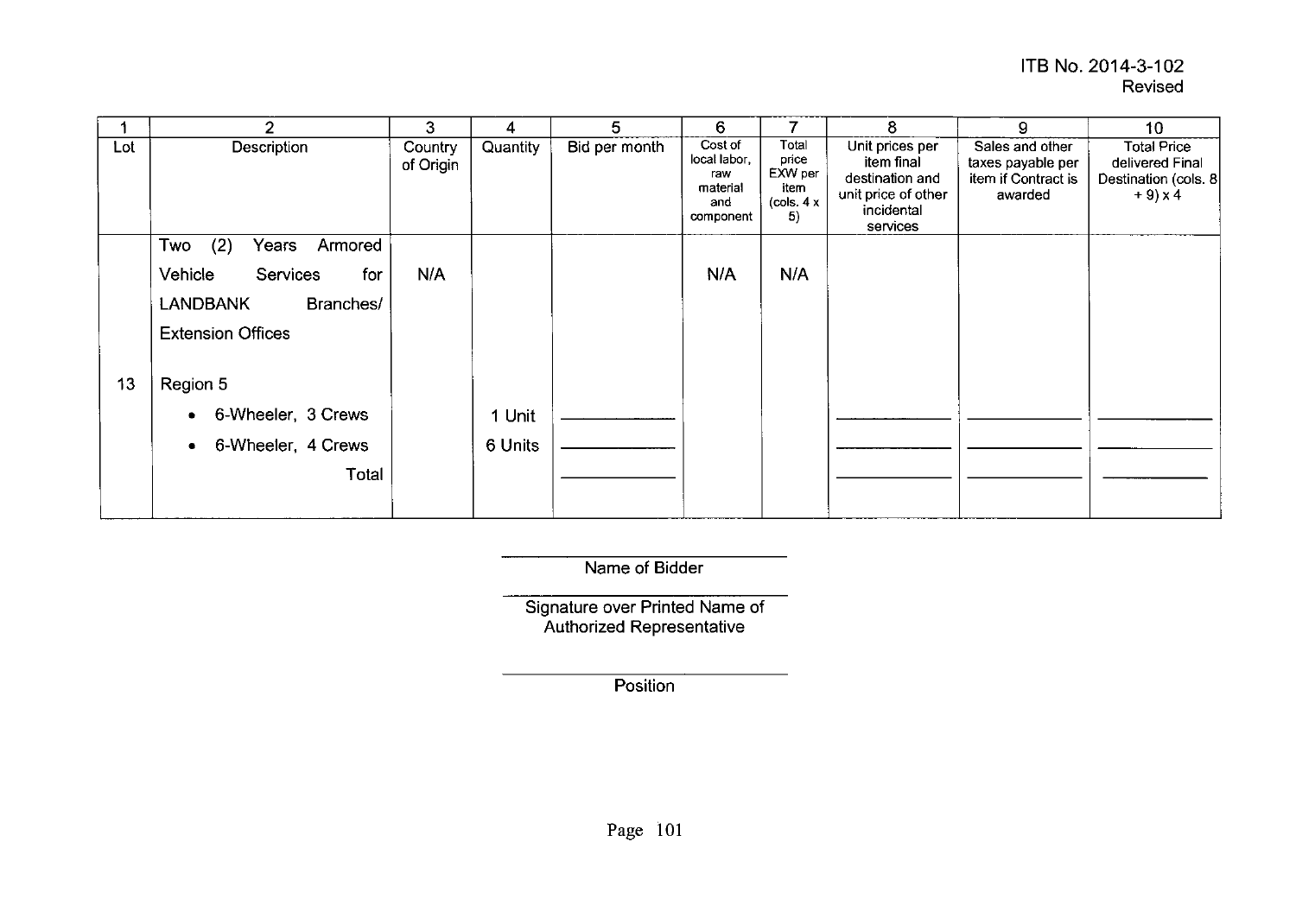ITB No. 2014-3-102
Revised

| 1 | 2 | 3 | 4 | 5 | 6 | 7 | 8 | 9 | 10 |
|---|---|---|---|---|---|---|---|---|---|
| Lot | Description | Country of Origin | Quantity | Bid per month | Cost of local labor, raw material and component | Total price EXW per item (cols. 4 x 5) | Unit prices per item final destination and unit price of other incidental services | Sales and other taxes payable per item if Contract is awarded | Total Price delivered Final Destination (cols. 8 + 9) x 4 |
| | Two (2) Years Armored Vehicle Services for LANDBANK Branches/ Extension Offices | N/A | | | N/A | N/A | | | |
| 13 | Region 5 | | | | | | | | |
| | • 6-Wheeler, 3 Crews | | 1 Unit | ____________ | | | ____________ | ____________ | ____________ |
| | • 6-Wheeler, 4 Crews | | 6 Units | ____________ | | | ____________ | ____________ | ____________ |
| | Total | | | ____________ | | | ____________ | ____________ | ____________ |

______________________________
Name of Bidder

______________________________
Signature over Printed Name of Authorized Representative

______________________________
Position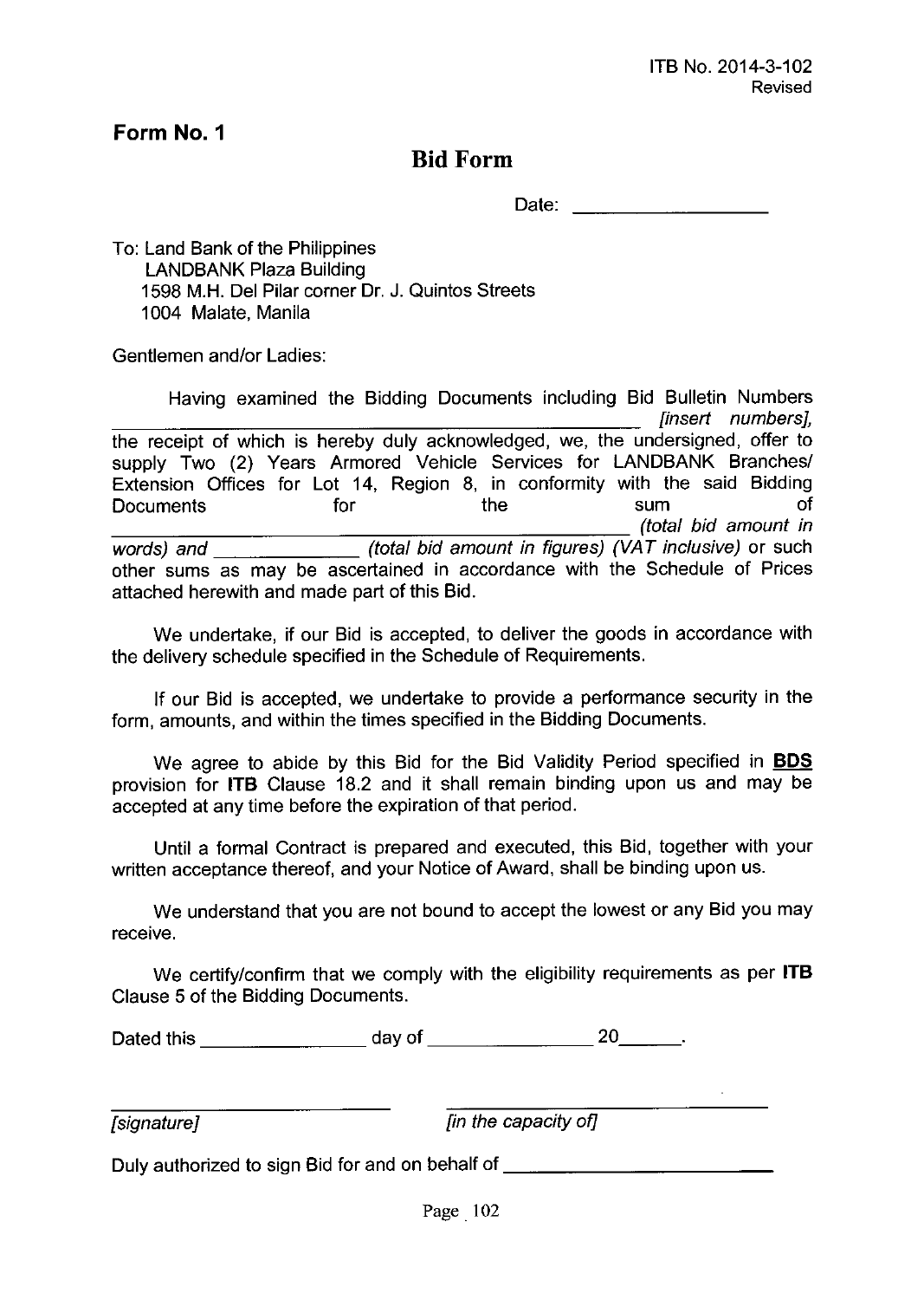ITB No. 2014-3-102
Revised

**Form No. 1**

# Bid Form

Date: ____________________

To: Land Bank of the Philippines
LANDBANK Plaza Building
1598 M.H. Del Pilar corner Dr. J. Quintos Streets
1004 Malate, Manila

Gentlemen and/or Ladies:

Having examined the Bidding Documents including Bid Bulletin Numbers ______________________________________________ *[insert numbers]*, the receipt of which is hereby duly acknowledged, we, the undersigned, offer to supply Two (2) Years Armored Vehicle Services for LANDBANK Branches/ Extension Offices for Lot 14, Region 8, in conformity with the said Bidding Documents for the sum of ______________________________________________ *(total bid amount in words)* and ______________ *(total bid amount in figures) (VAT inclusive)* or such other sums as may be ascertained in accordance with the Schedule of Prices attached herewith and made part of this Bid.

We undertake, if our Bid is accepted, to deliver the goods in accordance with the delivery schedule specified in the Schedule of Requirements.

If our Bid is accepted, we undertake to provide a performance security in the form, amounts, and within the times specified in the Bidding Documents.

We agree to abide by this Bid for the Bid Validity Period specified in **BDS** provision for **ITB** Clause 18.2 and it shall remain binding upon us and may be accepted at any time before the expiration of that period.

Until a formal Contract is prepared and executed, this Bid, together with your written acceptance thereof, and your Notice of Award, shall be binding upon us.

We understand that you are not bound to accept the lowest or any Bid you may receive.

We certify/confirm that we comply with the eligibility requirements as per **ITB** Clause 5 of the Bidding Documents.

Dated this ________________ day of ________________ 20______.

____________________________ ____________________________
*[signature]* *[in the capacity of]*

Duly authorized to sign Bid for and on behalf of ________________________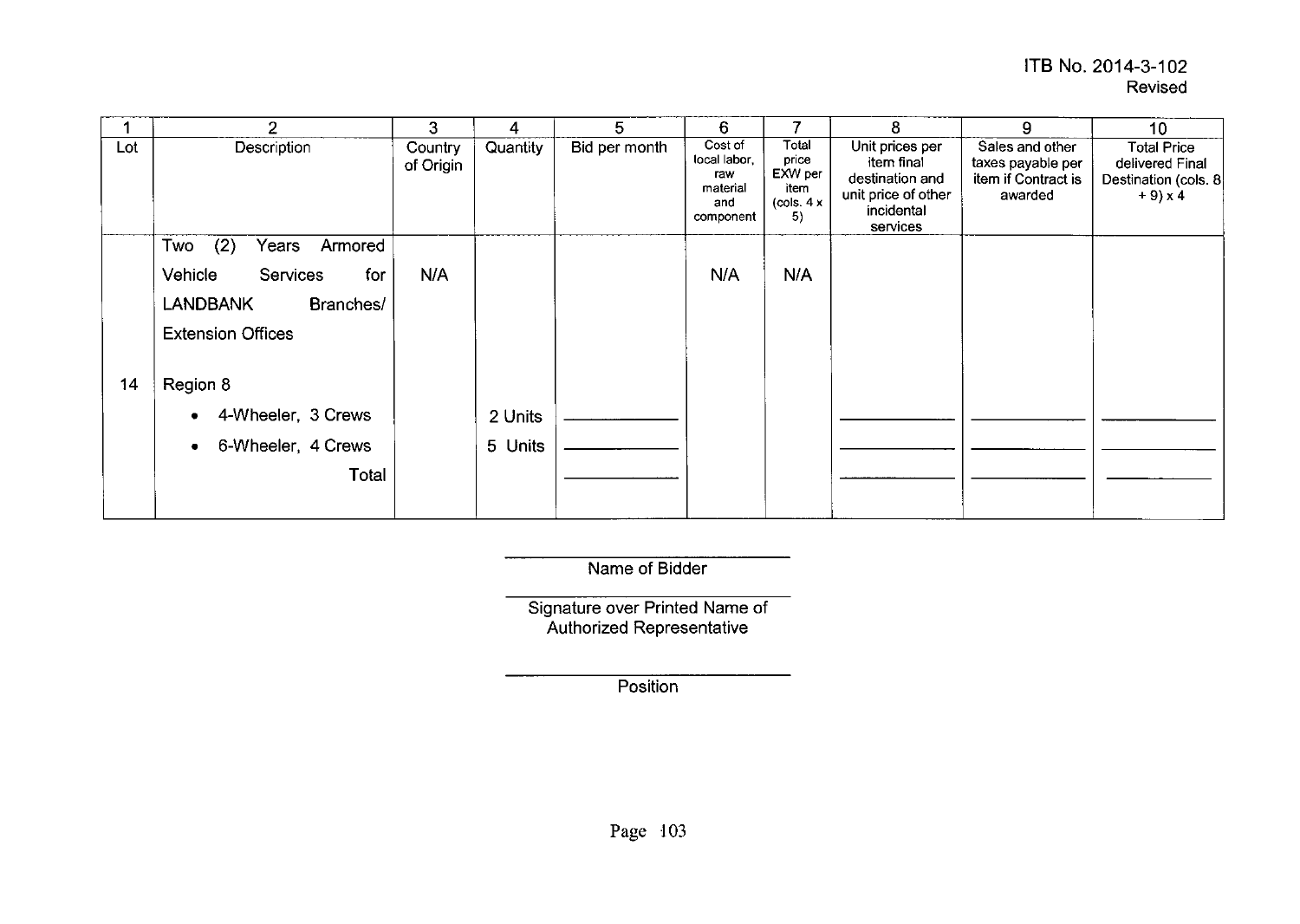ITB No. 2014-3-102
Revised

| 1 | 2 | 3 | 4 | 5 | 6 | 7 | 8 | 9 | 10 |
|---|---|---|---|---|---|---|---|---|---|
| Lot | Description | Country of Origin | Quantity | Bid per month | Cost of local labor, raw material and component | Total price EXW per item (cols. 4 x 5) | Unit prices per item final destination and unit price of other incidental services | Sales and other taxes payable per item if Contract is awarded | Total Price delivered Final Destination (cols. 8 + 9) x 4 |
| 14 | Two (2) Years Armored Vehicle Services for LANDBANK Branches/ Extension Offices | N/A | | | N/A | N/A | | | |
| | Region 8 | | | | | | | | |
| | • 4-Wheeler, 3 Crews | | 2 Units | ____________ | | | ____________ | ____________ | ____________ |
| | • 6-Wheeler, 4 Crews | | 5 Units | ____________ | | | ____________ | ____________ | ____________ |
| | Total | | | ____________ | | | ____________ | ____________ | ____________ |

____________________________
Name of Bidder

____________________________
Signature over Printed Name of Authorized Representative

____________________________
Position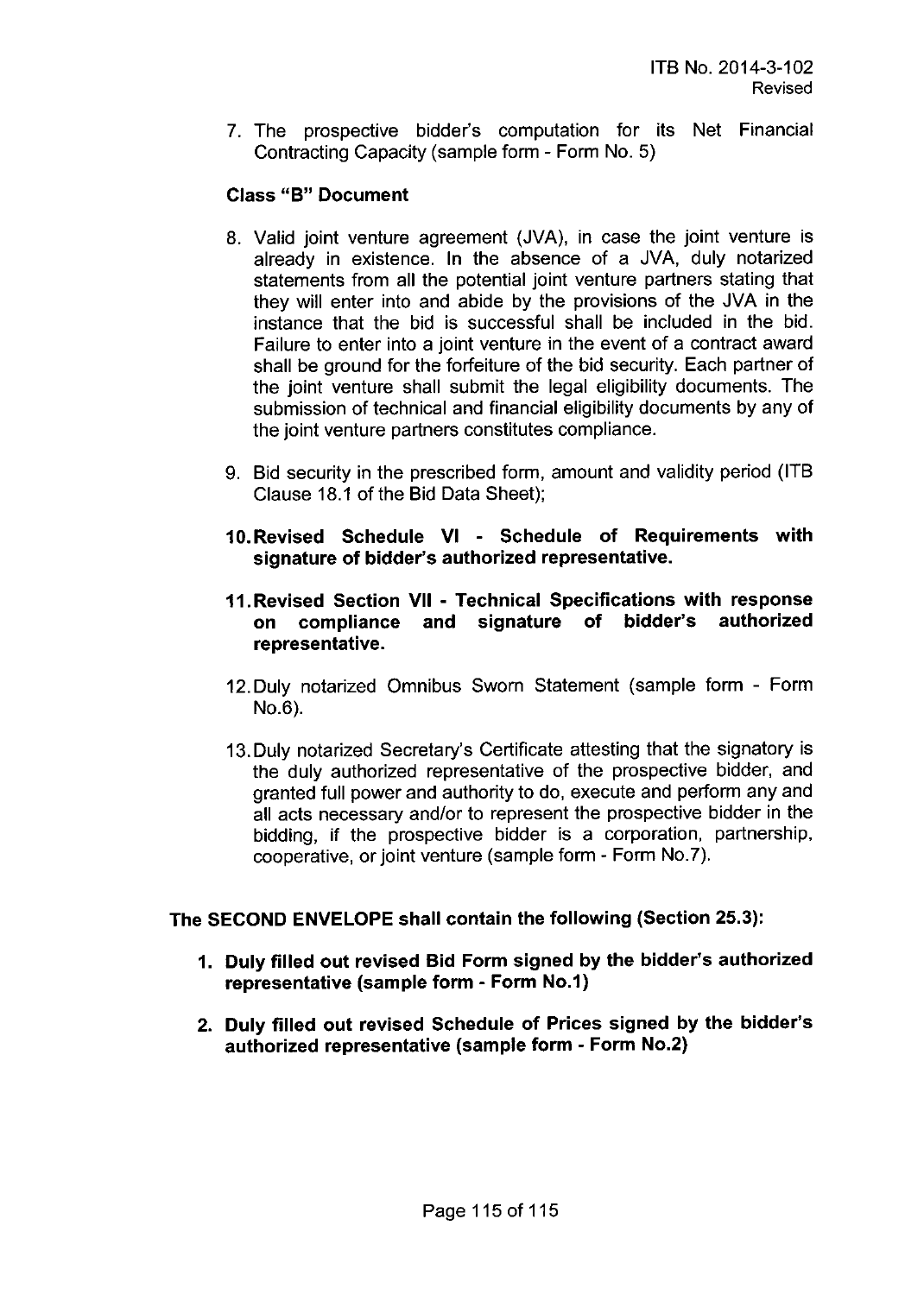7. The prospective bidder's computation for its Net Financial Contracting Capacity (sample form - Form No. 5)

**Class "B" Document**

8. Valid joint venture agreement (JVA), in case the joint venture is already in existence. In the absence of a JVA, duly notarized statements from all the potential joint venture partners stating that they will enter into and abide by the provisions of the JVA in the instance that the bid is successful shall be included in the bid. Failure to enter into a joint venture in the event of a contract award shall be ground for the forfeiture of the bid security. Each partner of the joint venture shall submit the legal eligibility documents. The submission of technical and financial eligibility documents by any of the joint venture partners constitutes compliance.

9. Bid security in the prescribed form, amount and validity period (ITB Clause 18.1 of the Bid Data Sheet);

10. **Revised Schedule VI - Schedule of Requirements with signature of bidder's authorized representative.**

11. **Revised Section VII - Technical Specifications with response on compliance and signature of bidder's authorized representative.**

12. Duly notarized Omnibus Sworn Statement (sample form - Form No.6).

13. Duly notarized Secretary's Certificate attesting that the signatory is the duly authorized representative of the prospective bidder, and granted full power and authority to do, execute and perform any and all acts necessary and/or to represent the prospective bidder in the bidding, if the prospective bidder is a corporation, partnership, cooperative, or joint venture (sample form - Form No.7).

**The SECOND ENVELOPE shall contain the following (Section 25.3):**

1. **Duly filled out revised Bid Form signed by the bidder's authorized representative (sample form - Form No.1)**

2. **Duly filled out revised Schedule of Prices signed by the bidder's authorized representative (sample form - Form No.2)**